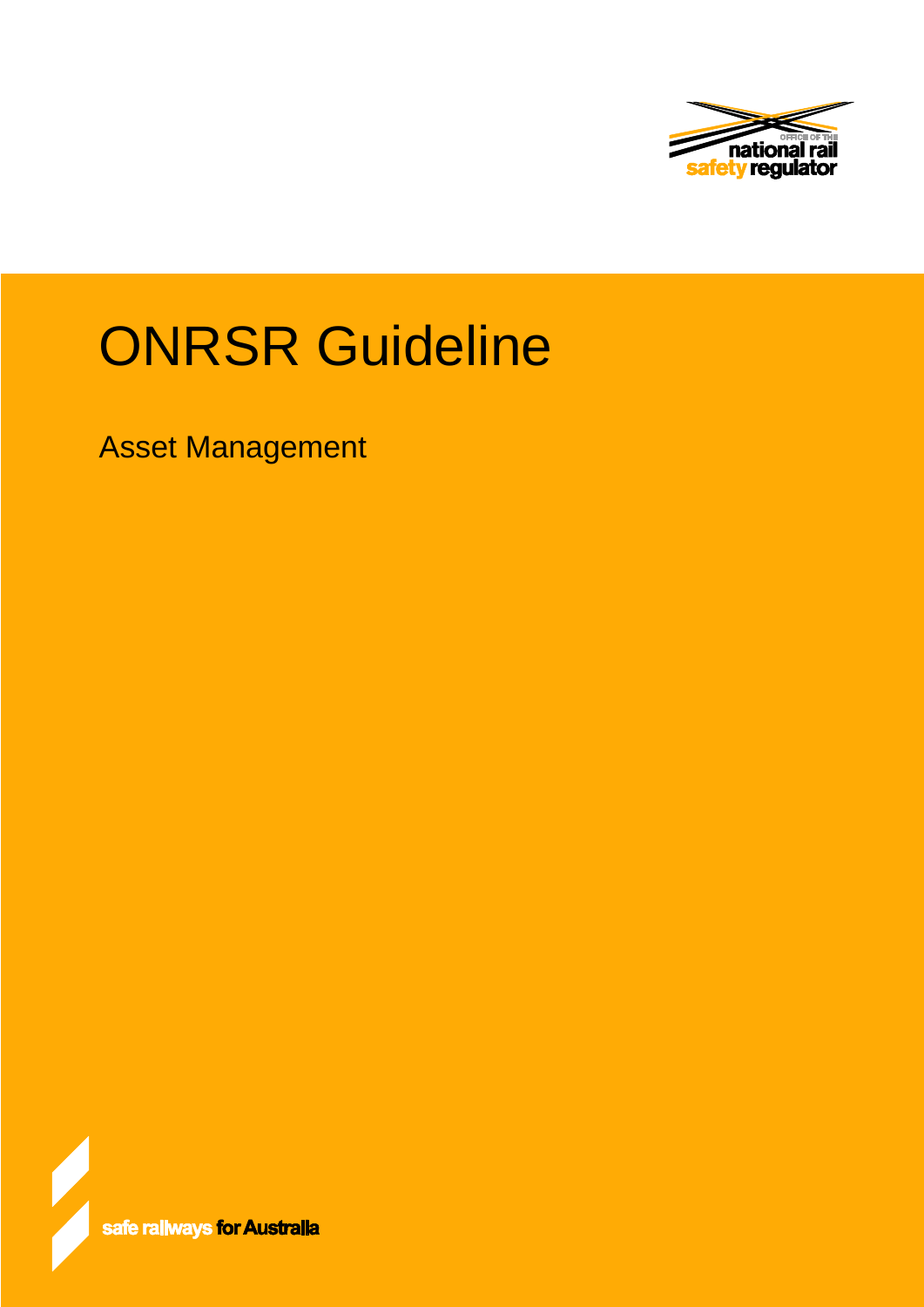# ONRSR Guideline

## Asset Management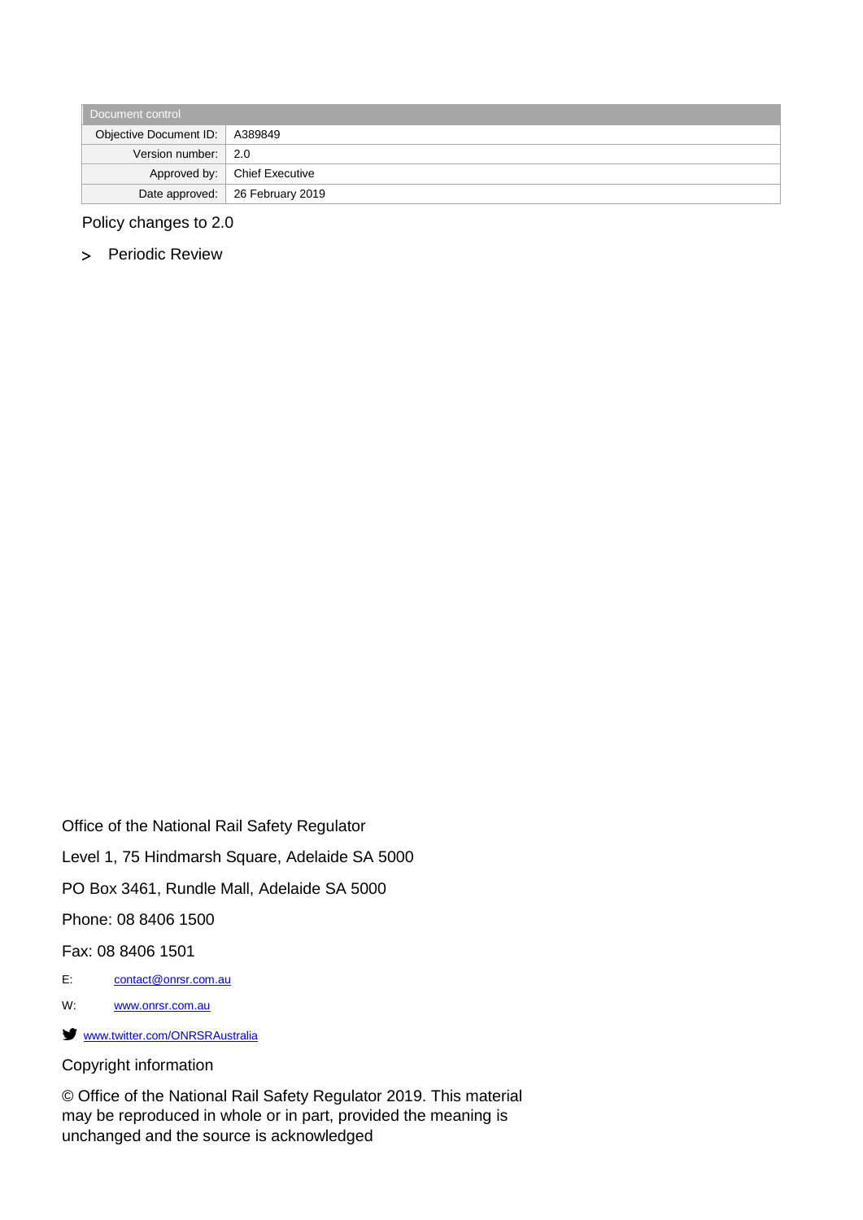| Document control | |
|---|---|
| Objective Document ID: | A389849 |
| Version number: | 2.0 |
| Approved by: | Chief Executive |
| Date approved: | 26 February 2019 |

Policy changes to 2.0

- Periodic Review

Office of the National Rail Safety Regulator

Level 1, 75 Hindmarsh Square, Adelaide SA 5000

PO Box 3461, Rundle Mall, Adelaide SA 5000

Phone: 08 8406 1500

Fax: 08 8406 1501

E: contact@onrsr.com.au

W: www.onrsr.com.au

www.twitter.com/ONRSRAustralia

Copyright information

© Office of the National Rail Safety Regulator 2019. This material may be reproduced in whole or in part, provided the meaning is unchanged and the source is acknowledged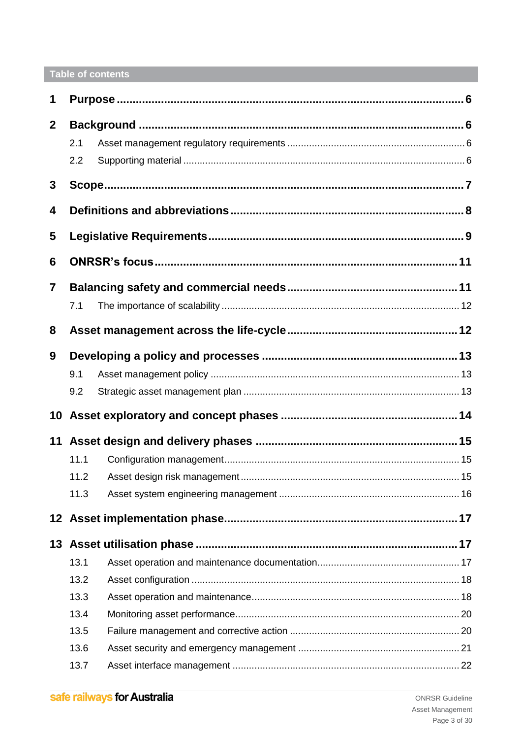## Table of contents

| | | |
|---|---|---|
| **1** | **Purpose** | **6** |
| **2** | **Background** | **6** |
| 2.1 | Asset management regulatory requirements | 6 |
| 2.2 | Supporting material | 6 |
| **3** | **Scope** | **7** |
| **4** | **Definitions and abbreviations** | **8** |
| **5** | **Legislative Requirements** | **9** |
| **6** | **ONRSR's focus** | **11** |
| **7** | **Balancing safety and commercial needs** | **11** |
| 7.1 | The importance of scalability | 12 |
| **8** | **Asset management across the life-cycle** | **12** |
| **9** | **Developing a policy and processes** | **13** |
| 9.1 | Asset management policy | 13 |
| 9.2 | Strategic asset management plan | 13 |
| **10** | **Asset exploratory and concept phases** | **14** |
| **11** | **Asset design and delivery phases** | **15** |
| 11.1 | Configuration management | 15 |
| 11.2 | Asset design risk management | 15 |
| 11.3 | Asset system engineering management | 16 |
| **12** | **Asset implementation phase** | **17** |
| **13** | **Asset utilisation phase** | **17** |
| 13.1 | Asset operation and maintenance documentation | 17 |
| 13.2 | Asset configuration | 18 |
| 13.3 | Asset operation and maintenance | 18 |
| 13.4 | Monitoring asset performance | 20 |
| 13.5 | Failure management and corrective action | 20 |
| 13.6 | Asset security and emergency management | 21 |
| 13.7 | Asset interface management | 22 |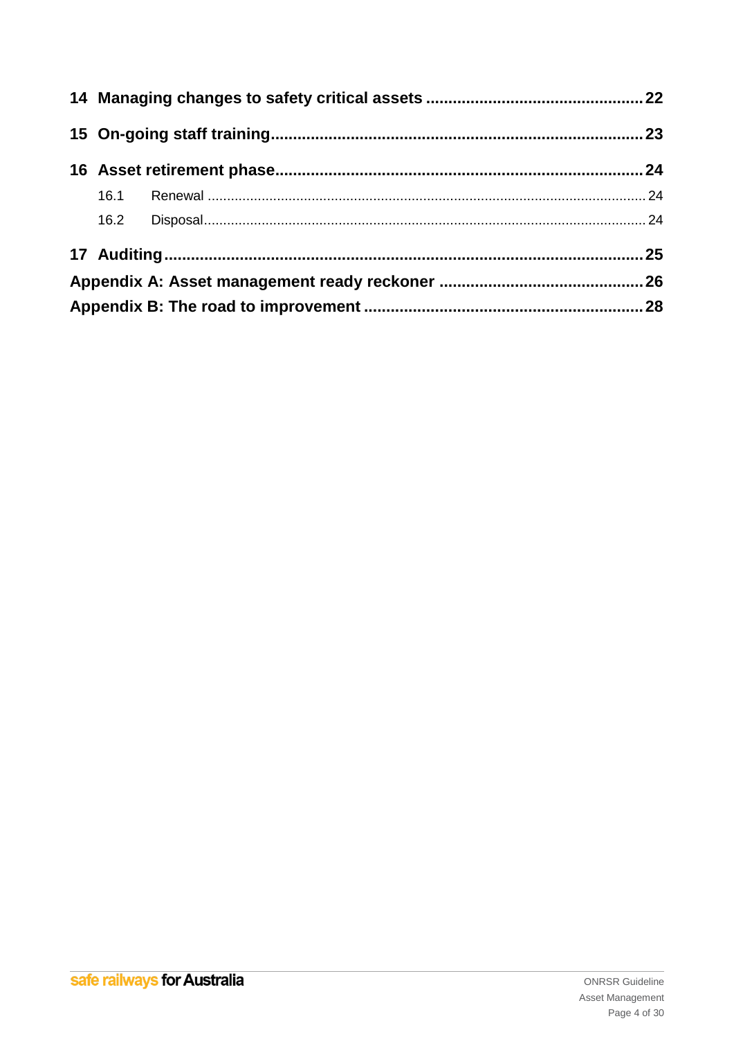14 Managing changes to safety critical assets ........................................ 22

15 On-going staff training ........................................ 23

16 Asset retirement phase ........................................ 24

- 16.1 Renewal ........................................ 24
- 16.2 Disposal ........................................ 24

17 Auditing ........................................ 25

Appendix A: Asset management ready reckoner ........................................ 26

Appendix B: The road to improvement ........................................ 28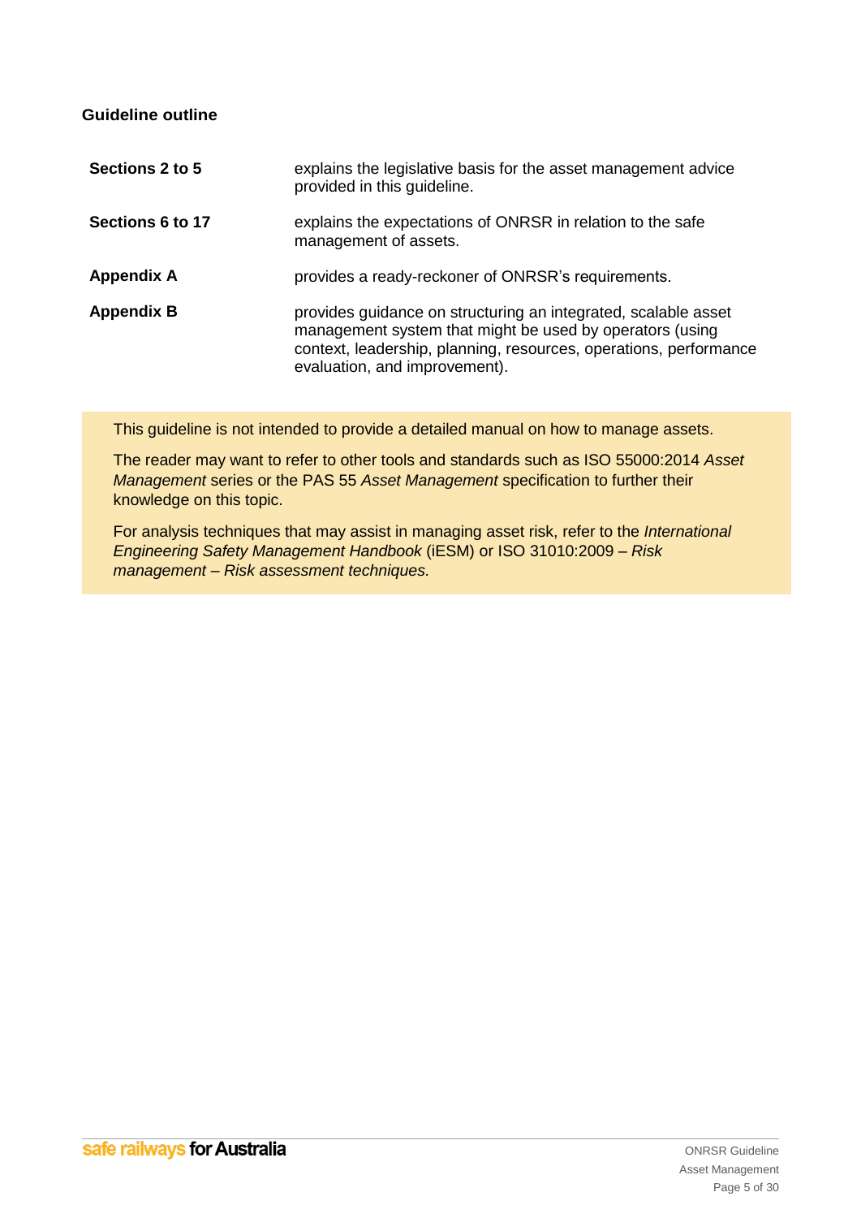**Guideline outline**

| | |
|---|---|
| **Sections 2 to 5** | explains the legislative basis for the asset management advice provided in this guideline. |
| **Sections 6 to 17** | explains the expectations of ONRSR in relation to the safe management of assets. |
| **Appendix A** | provides a ready-reckoner of ONRSR's requirements. |
| **Appendix B** | provides guidance on structuring an integrated, scalable asset management system that might be used by operators (using context, leadership, planning, resources, operations, performance evaluation, and improvement). |

> This guideline is not intended to provide a detailed manual on how to manage assets.
>
> The reader may want to refer to other tools and standards such as ISO 55000:2014 *Asset Management* series or the PAS 55 *Asset Management* specification to further their knowledge on this topic.
>
> For analysis techniques that may assist in managing asset risk, refer to the *International Engineering Safety Management Handbook* (iESM) or ISO 31010:2009 – *Risk management – Risk assessment techniques.*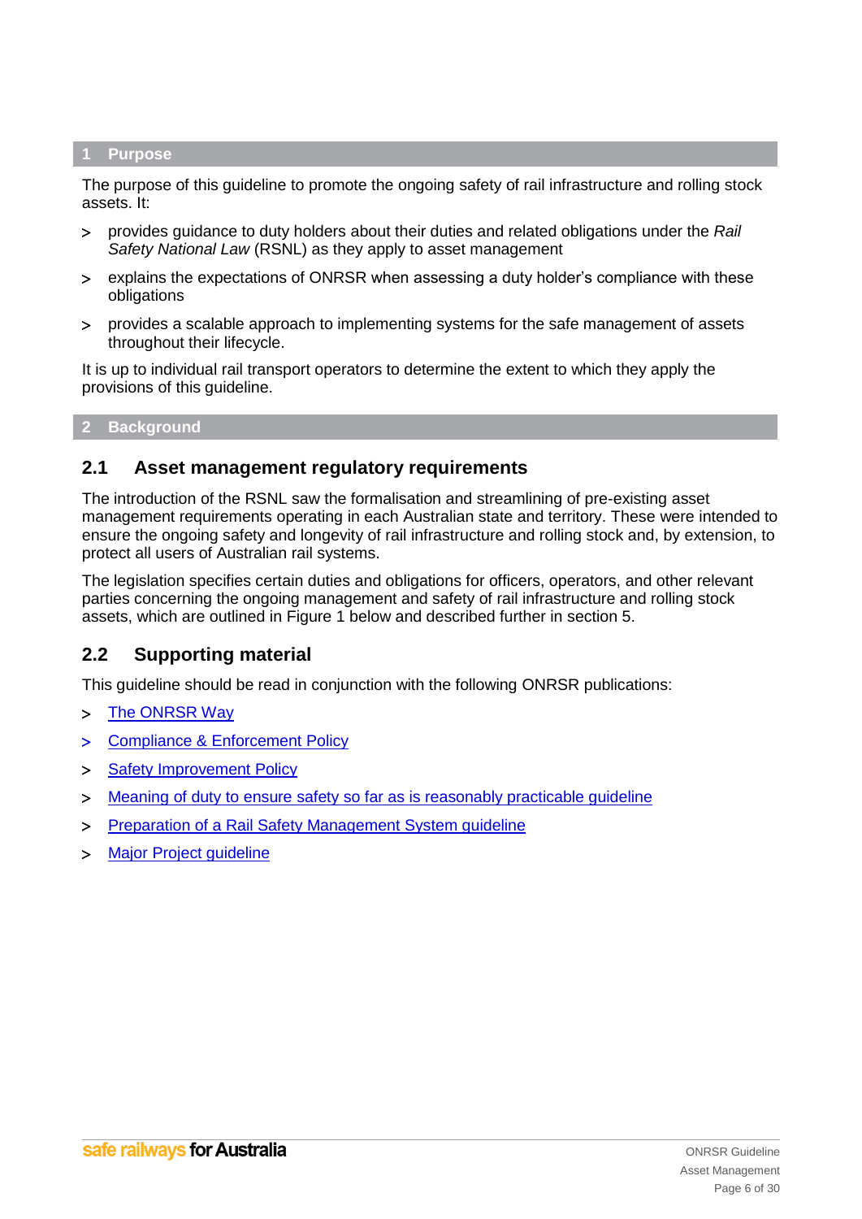# 1 Purpose

The purpose of this guideline to promote the ongoing safety of rail infrastructure and rolling stock assets. It:

- provides guidance to duty holders about their duties and related obligations under the *Rail Safety National Law* (RSNL) as they apply to asset management
- explains the expectations of ONRSR when assessing a duty holder's compliance with these obligations
- provides a scalable approach to implementing systems for the safe management of assets throughout their lifecycle.

It is up to individual rail transport operators to determine the extent to which they apply the provisions of this guideline.

# 2 Background

## 2.1 Asset management regulatory requirements

The introduction of the RSNL saw the formalisation and streamlining of pre-existing asset management requirements operating in each Australian state and territory. These were intended to ensure the ongoing safety and longevity of rail infrastructure and rolling stock and, by extension, to protect all users of Australian rail systems.

The legislation specifies certain duties and obligations for officers, operators, and other relevant parties concerning the ongoing management and safety of rail infrastructure and rolling stock assets, which are outlined in Figure 1 below and described further in section 5.

## 2.2 Supporting material

This guideline should be read in conjunction with the following ONRSR publications:

- The ONRSR Way
- Compliance & Enforcement Policy
- Safety Improvement Policy
- Meaning of duty to ensure safety so far as is reasonably practicable guideline
- Preparation of a Rail Safety Management System guideline
- Major Project guideline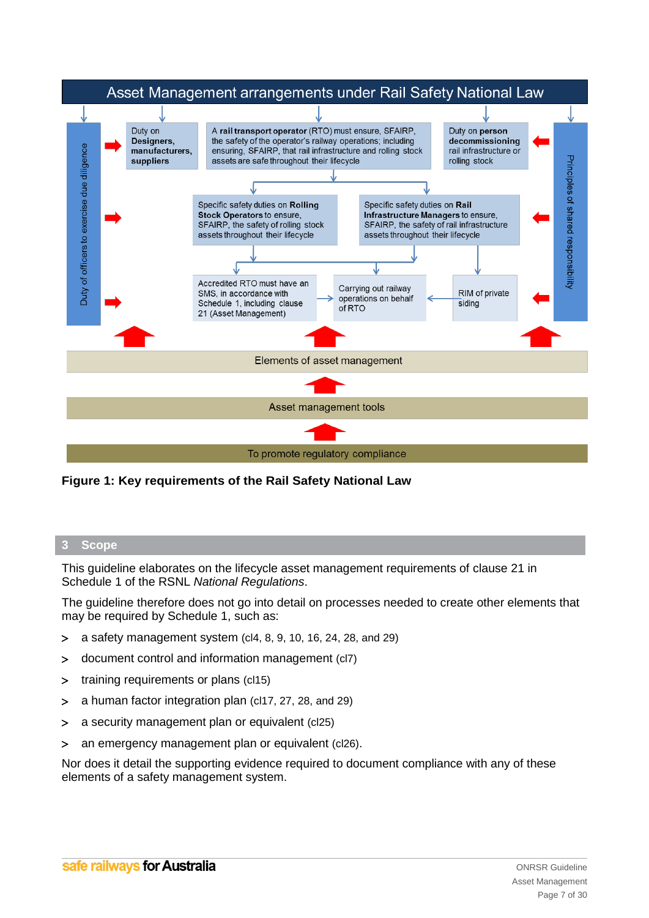Asset Management arrangements under Rail Safety National Law

Duty of officers to exercise due diligence

Duty on **Designers, manufacturers, suppliers**

A **rail transport operator** (RTO) must ensure, SFAIRP, the safety of the operator's railway operations; including ensuring, SFAIRP, that rail infrastructure and rolling stock assets are safe throughout their lifecycle

Duty on **person decommissioning** rail infrastructure or rolling stock

Principles of shared responsibility

Specific safety duties on **Rolling Stock Operators** to ensure, SFAIRP, the safety of rolling stock assets throughout their lifecycle

Specific safety duties on **Rail Infrastructure Managers** to ensure, SFAIRP, the safety of rail infrastructure assets throughout their lifecycle

Accredited RTO must have an SMS, in accordance with Schedule 1, including clause 21 (Asset Management)

Carrying out railway operations on behalf of RTO

RIM of private siding

Elements of asset management

Asset management tools

To promote regulatory compliance

**Figure 1: Key requirements of the Rail Safety National Law**

## 3 Scope

This guideline elaborates on the lifecycle asset management requirements of clause 21 in Schedule 1 of the RSNL *National Regulations*.

The guideline therefore does not go into detail on processes needed to create other elements that may be required by Schedule 1, such as:

- a safety management system (cl4, 8, 9, 10, 16, 24, 28, and 29)
- document control and information management (cl7)
- training requirements or plans (cl15)
- a human factor integration plan (cl17, 27, 28, and 29)
- a security management plan or equivalent (cl25)
- an emergency management plan or equivalent (cl26).

Nor does it detail the supporting evidence required to document compliance with any of these elements of a safety management system.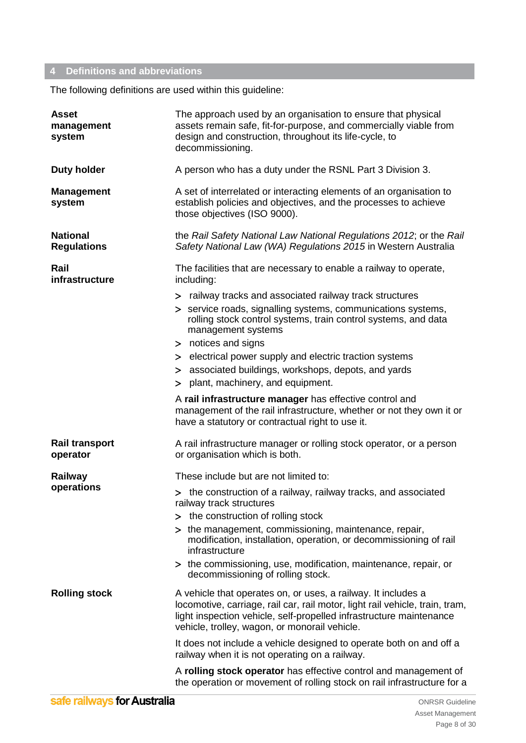## 4 Definitions and abbreviations

The following definitions are used within this guideline:

**Asset management system**

The approach used by an organisation to ensure that physical assets remain safe, fit-for-purpose, and commercially viable from design and construction, throughout its life-cycle, to decommissioning.

**Duty holder**

A person who has a duty under the RSNL Part 3 Division 3.

**Management system**

A set of interrelated or interacting elements of an organisation to establish policies and objectives, and the processes to achieve those objectives (ISO 9000).

**National Regulations**

the *Rail Safety National Law National Regulations 2012*; or the *Rail Safety National Law (WA) Regulations 2015* in Western Australia

**Rail infrastructure**

The facilities that are necessary to enable a railway to operate, including:

- railway tracks and associated railway track structures
- service roads, signalling systems, communications systems, rolling stock control systems, train control systems, and data management systems
- notices and signs
- electrical power supply and electric traction systems
- associated buildings, workshops, depots, and yards
- plant, machinery, and equipment.

A **rail infrastructure manager** has effective control and management of the rail infrastructure, whether or not they own it or have a statutory or contractual right to use it.

**Rail transport operator**

A rail infrastructure manager or rolling stock operator, or a person or organisation which is both.

**Railway operations**

These include but are not limited to:

- the construction of a railway, railway tracks, and associated railway track structures
- the construction of rolling stock
- the management, commissioning, maintenance, repair, modification, installation, operation, or decommissioning of rail infrastructure
- the commissioning, use, modification, maintenance, repair, or decommissioning of rolling stock.

**Rolling stock**

A vehicle that operates on, or uses, a railway. It includes a locomotive, carriage, rail car, rail motor, light rail vehicle, train, tram, light inspection vehicle, self-propelled infrastructure maintenance vehicle, trolley, wagon, or monorail vehicle.

It does not include a vehicle designed to operate both on and off a railway when it is not operating on a railway.

A **rolling stock operator** has effective control and management of the operation or movement of rolling stock on rail infrastructure for a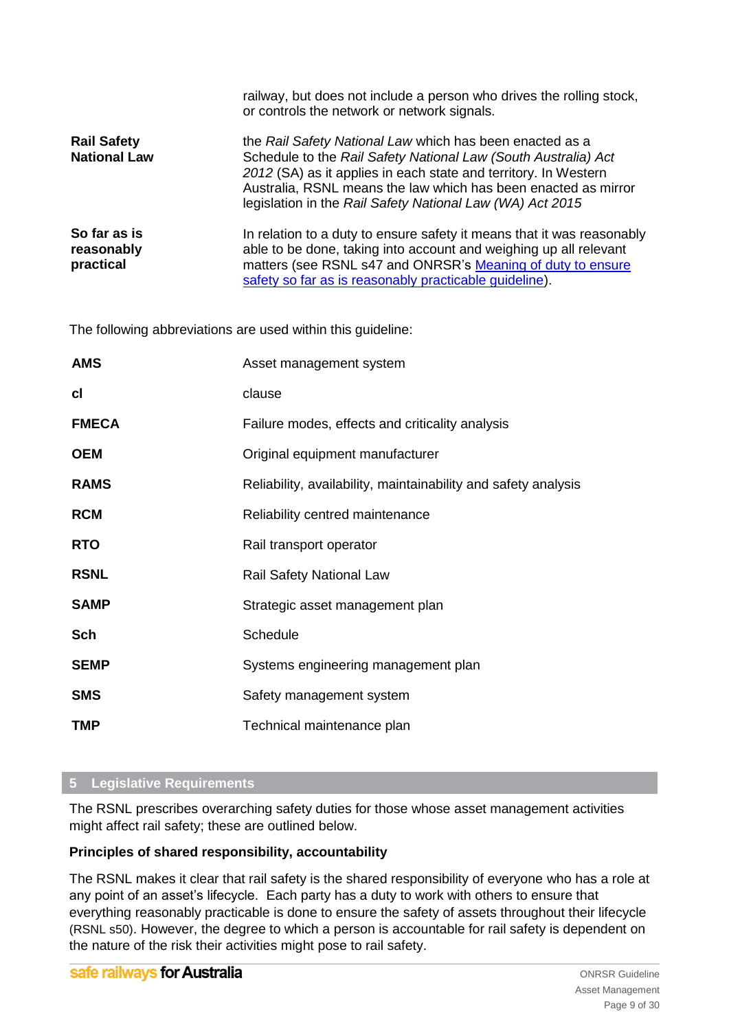| | |
|---|---|
| | railway, but does not include a person who drives the rolling stock, or controls the network or network signals. |
| **Rail Safety National Law** | the *Rail Safety National Law* which has been enacted as a Schedule to the *Rail Safety National Law (South Australia) Act 2012* (SA) as it applies in each state and territory. In Western Australia, RSNL means the law which has been enacted as mirror legislation in the *Rail Safety National Law (WA) Act 2015* |
| **So far as is reasonably practical** | In relation to a duty to ensure safety it means that it was reasonably able to be done, taking into account and weighing up all relevant matters (see RSNL s47 and ONRSR's [Meaning of duty to ensure safety so far as is reasonably practicable guideline]). |

The following abbreviations are used within this guideline:

| | |
|---|---|
| **AMS** | Asset management system |
| **cl** | clause |
| **FMECA** | Failure modes, effects and criticality analysis |
| **OEM** | Original equipment manufacturer |
| **RAMS** | Reliability, availability, maintainability and safety analysis |
| **RCM** | Reliability centred maintenance |
| **RTO** | Rail transport operator |
| **RSNL** | Rail Safety National Law |
| **SAMP** | Strategic asset management plan |
| **Sch** | Schedule |
| **SEMP** | Systems engineering management plan |
| **SMS** | Safety management system |
| **TMP** | Technical maintenance plan |

## 5 Legislative Requirements

The RSNL prescribes overarching safety duties for those whose asset management activities might affect rail safety; these are outlined below.

**Principles of shared responsibility, accountability**

The RSNL makes it clear that rail safety is the shared responsibility of everyone who has a role at any point of an asset's lifecycle. Each party has a duty to work with others to ensure that everything reasonably practicable is done to ensure the safety of assets throughout their lifecycle (RSNL s50). However, the degree to which a person is accountable for rail safety is dependent on the nature of the risk their activities might pose to rail safety.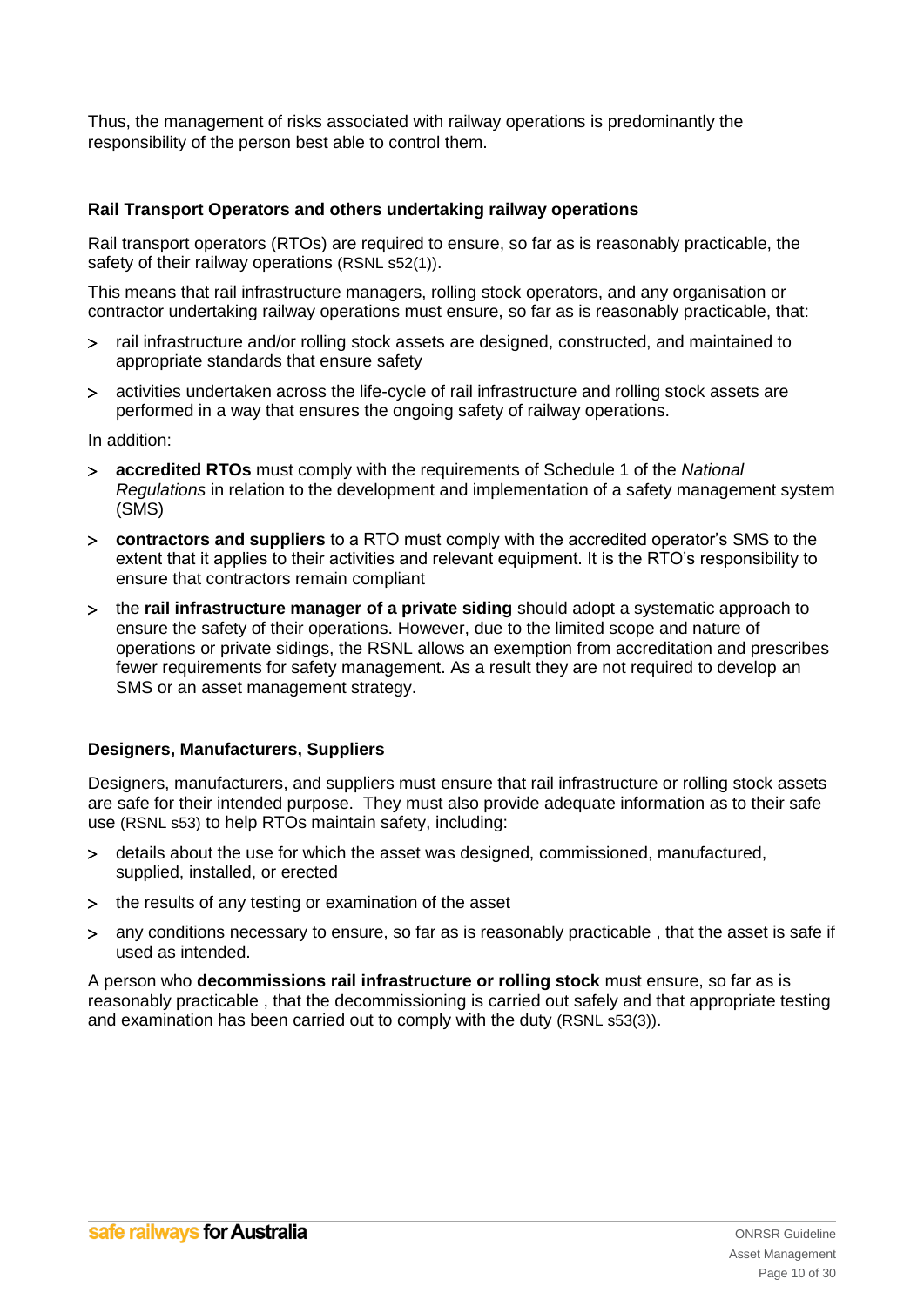Thus, the management of risks associated with railway operations is predominantly the responsibility of the person best able to control them.

### Rail Transport Operators and others undertaking railway operations

Rail transport operators (RTOs) are required to ensure, so far as is reasonably practicable, the safety of their railway operations (RSNL s52(1)).

This means that rail infrastructure managers, rolling stock operators, and any organisation or contractor undertaking railway operations must ensure, so far as is reasonably practicable, that:

- rail infrastructure and/or rolling stock assets are designed, constructed, and maintained to appropriate standards that ensure safety
- activities undertaken across the life-cycle of rail infrastructure and rolling stock assets are performed in a way that ensures the ongoing safety of railway operations.

In addition:

- **accredited RTOs** must comply with the requirements of Schedule 1 of the *National Regulations* in relation to the development and implementation of a safety management system (SMS)
- **contractors and suppliers** to a RTO must comply with the accredited operator's SMS to the extent that it applies to their activities and relevant equipment. It is the RTO's responsibility to ensure that contractors remain compliant
- the **rail infrastructure manager of a private siding** should adopt a systematic approach to ensure the safety of their operations. However, due to the limited scope and nature of operations or private sidings, the RSNL allows an exemption from accreditation and prescribes fewer requirements for safety management. As a result they are not required to develop an SMS or an asset management strategy.

### Designers, Manufacturers, Suppliers

Designers, manufacturers, and suppliers must ensure that rail infrastructure or rolling stock assets are safe for their intended purpose. They must also provide adequate information as to their safe use (RSNL s53) to help RTOs maintain safety, including:

- details about the use for which the asset was designed, commissioned, manufactured, supplied, installed, or erected
- the results of any testing or examination of the asset
- any conditions necessary to ensure, so far as is reasonably practicable , that the asset is safe if used as intended.

A person who **decommissions rail infrastructure or rolling stock** must ensure, so far as is reasonably practicable , that the decommissioning is carried out safely and that appropriate testing and examination has been carried out to comply with the duty (RSNL s53(3)).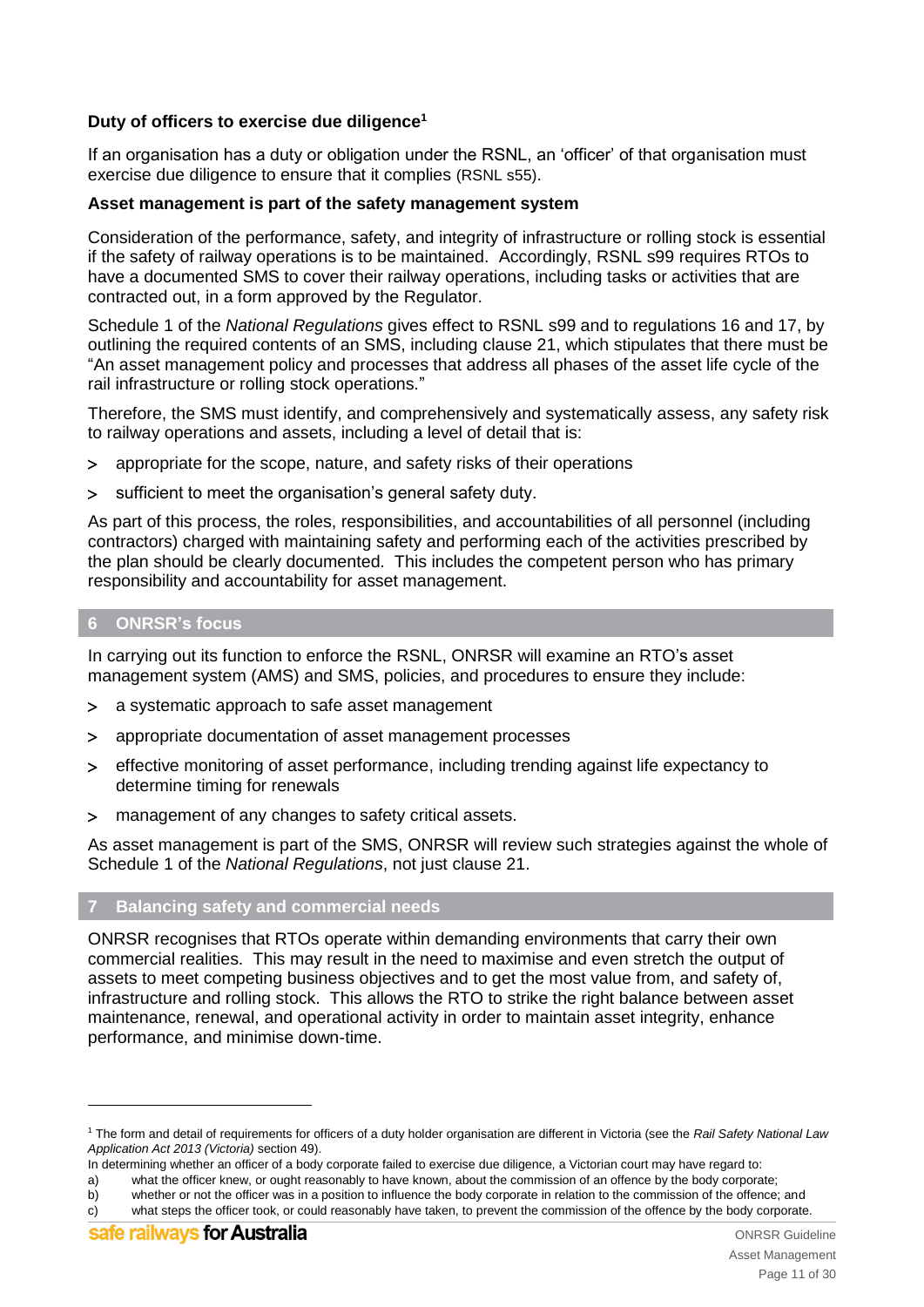**Duty of officers to exercise due diligence**[1]

If an organisation has a duty or obligation under the RSNL, an 'officer' of that organisation must exercise due diligence to ensure that it complies (RSNL s55).

**Asset management is part of the safety management system**

Consideration of the performance, safety, and integrity of infrastructure or rolling stock is essential if the safety of railway operations is to be maintained. Accordingly, RSNL s99 requires RTOs to have a documented SMS to cover their railway operations, including tasks or activities that are contracted out, in a form approved by the Regulator.

Schedule 1 of the *National Regulations* gives effect to RSNL s99 and to regulations 16 and 17, by outlining the required contents of an SMS, including clause 21, which stipulates that there must be "An asset management policy and processes that address all phases of the asset life cycle of the rail infrastructure or rolling stock operations."

Therefore, the SMS must identify, and comprehensively and systematically assess, any safety risk to railway operations and assets, including a level of detail that is:

- appropriate for the scope, nature, and safety risks of their operations
- sufficient to meet the organisation's general safety duty.

As part of this process, the roles, responsibilities, and accountabilities of all personnel (including contractors) charged with maintaining safety and performing each of the activities prescribed by the plan should be clearly documented. This includes the competent person who has primary responsibility and accountability for asset management.

## 6 ONRSR's focus

In carrying out its function to enforce the RSNL, ONRSR will examine an RTO's asset management system (AMS) and SMS, policies, and procedures to ensure they include:

- a systematic approach to safe asset management
- appropriate documentation of asset management processes
- effective monitoring of asset performance, including trending against life expectancy to determine timing for renewals
- management of any changes to safety critical assets.

As asset management is part of the SMS, ONRSR will review such strategies against the whole of Schedule 1 of the *National Regulations*, not just clause 21.

## 7 Balancing safety and commercial needs

ONRSR recognises that RTOs operate within demanding environments that carry their own commercial realities. This may result in the need to maximise and even stretch the output of assets to meet competing business objectives and to get the most value from, and safety of, infrastructure and rolling stock. This allows the RTO to strike the right balance between asset maintenance, renewal, and operational activity in order to maintain asset integrity, enhance performance, and minimise down-time.

---

[1] The form and detail of requirements for officers of a duty holder organisation are different in Victoria (see the *Rail Safety National Law Application Act 2013 (Victoria)* section 49).
In determining whether an officer of a body corporate failed to exercise due diligence, a Victorian court may have regard to:
a) what the officer knew, or ought reasonably to have known, about the commission of an offence by the body corporate;
b) whether or not the officer was in a position to influence the body corporate in relation to the commission of the offence; and
c) what steps the officer took, or could reasonably have taken, to prevent the commission of the offence by the body corporate.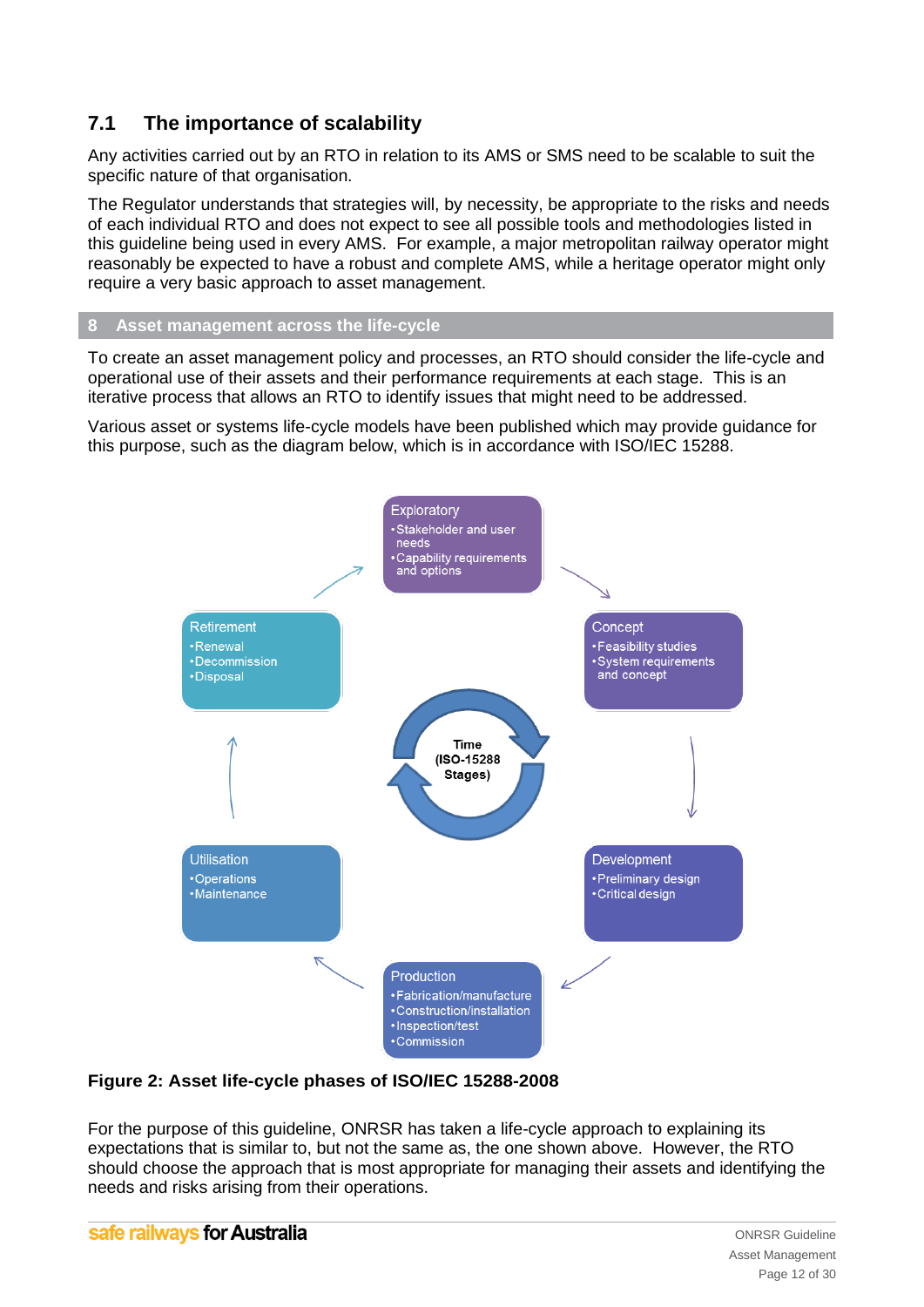## 7.1 The importance of scalability

Any activities carried out by an RTO in relation to its AMS or SMS need to be scalable to suit the specific nature of that organisation.

The Regulator understands that strategies will, by necessity, be appropriate to the risks and needs of each individual RTO and does not expect to see all possible tools and methodologies listed in this guideline being used in every AMS. For example, a major metropolitan railway operator might reasonably be expected to have a robust and complete AMS, while a heritage operator might only require a very basic approach to asset management.

# 8 Asset management across the life-cycle

To create an asset management policy and processes, an RTO should consider the life-cycle and operational use of their assets and their performance requirements at each stage. This is an iterative process that allows an RTO to identify issues that might need to be addressed.

Various asset or systems life-cycle models have been published which may provide guidance for this purpose, such as the diagram below, which is in accordance with ISO/IEC 15288.

Exploratory
- Stakeholder and user needs
- Capability requirements and options

Concept
- Feasibility studies
- System requirements and concept

Development
- Preliminary design
- Critical design

Production
- Fabrication/manufacture
- Construction/installation
- Inspection/test
- Commission

Utilisation
- Operations
- Maintenance

Retirement
- Renewal
- Decommission
- Disposal

Time (ISO-15288 Stages)

**Figure 2: Asset life-cycle phases of ISO/IEC 15288-2008**

For the purpose of this guideline, ONRSR has taken a life-cycle approach to explaining its expectations that is similar to, but not the same as, the one shown above. However, the RTO should choose the approach that is most appropriate for managing their assets and identifying the needs and risks arising from their operations.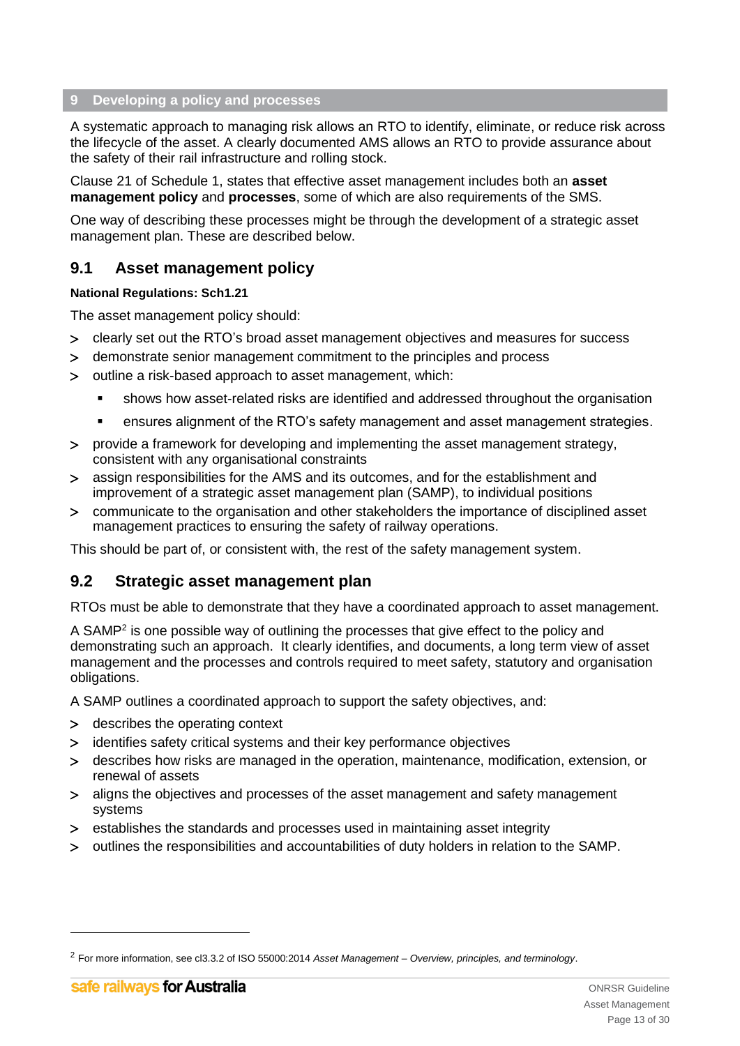## 9 Developing a policy and processes

A systematic approach to managing risk allows an RTO to identify, eliminate, or reduce risk across the lifecycle of the asset. A clearly documented AMS allows an RTO to provide assurance about the safety of their rail infrastructure and rolling stock.

Clause 21 of Schedule 1, states that effective asset management includes both an **asset management policy** and **processes**, some of which are also requirements of the SMS.

One way of describing these processes might be through the development of a strategic asset management plan. These are described below.

### 9.1 Asset management policy

**National Regulations: Sch1.21**

The asset management policy should:

- clearly set out the RTO's broad asset management objectives and measures for success
- demonstrate senior management commitment to the principles and process
- outline a risk-based approach to asset management, which:
  - shows how asset-related risks are identified and addressed throughout the organisation
  - ensures alignment of the RTO's safety management and asset management strategies.
- provide a framework for developing and implementing the asset management strategy, consistent with any organisational constraints
- assign responsibilities for the AMS and its outcomes, and for the establishment and improvement of a strategic asset management plan (SAMP), to individual positions
- communicate to the organisation and other stakeholders the importance of disciplined asset management practices to ensuring the safety of railway operations.

This should be part of, or consistent with, the rest of the safety management system.

### 9.2 Strategic asset management plan

RTOs must be able to demonstrate that they have a coordinated approach to asset management.

A SAMP[2] is one possible way of outlining the processes that give effect to the policy and demonstrating such an approach. It clearly identifies, and documents, a long term view of asset management and the processes and controls required to meet safety, statutory and organisation obligations.

A SAMP outlines a coordinated approach to support the safety objectives, and:

- describes the operating context
- identifies safety critical systems and their key performance objectives
- describes how risks are managed in the operation, maintenance, modification, extension, or renewal of assets
- aligns the objectives and processes of the asset management and safety management systems
- establishes the standards and processes used in maintaining asset integrity
- outlines the responsibilities and accountabilities of duty holders in relation to the SAMP.

---

[2] For more information, see cl3.3.2 of ISO 55000:2014 *Asset Management – Overview, principles, and terminology*.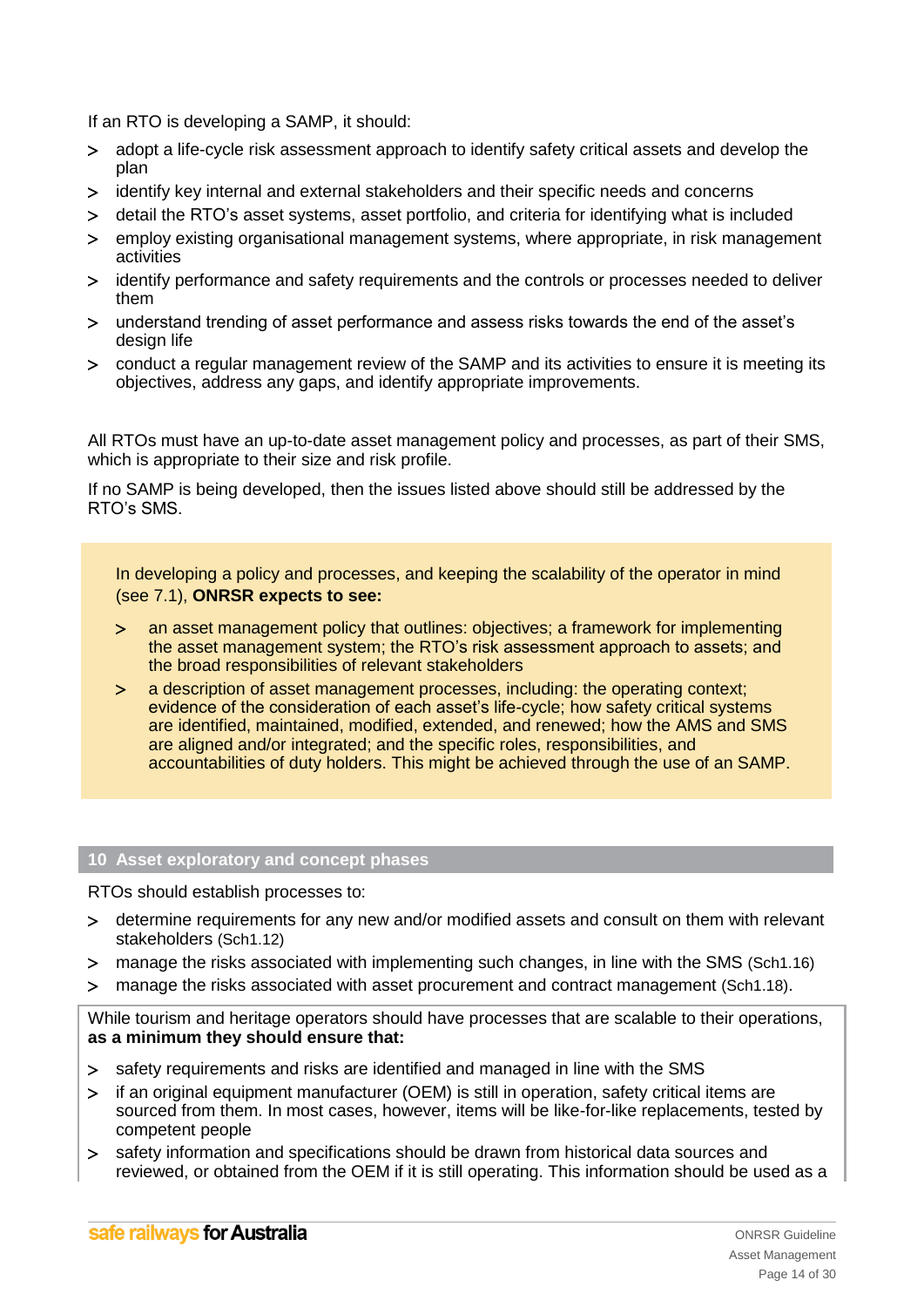If an RTO is developing a SAMP, it should:

- adopt a life-cycle risk assessment approach to identify safety critical assets and develop the plan
- identify key internal and external stakeholders and their specific needs and concerns
- detail the RTO's asset systems, asset portfolio, and criteria for identifying what is included
- employ existing organisational management systems, where appropriate, in risk management activities
- identify performance and safety requirements and the controls or processes needed to deliver them
- understand trending of asset performance and assess risks towards the end of the asset's design life
- conduct a regular management review of the SAMP and its activities to ensure it is meeting its objectives, address any gaps, and identify appropriate improvements.

All RTOs must have an up-to-date asset management policy and processes, as part of their SMS, which is appropriate to their size and risk profile.

If no SAMP is being developed, then the issues listed above should still be addressed by the RTO's SMS.

> In developing a policy and processes, and keeping the scalability of the operator in mind (see 7.1), **ONRSR expects to see:**
>
> - an asset management policy that outlines: objectives; a framework for implementing the asset management system; the RTO's risk assessment approach to assets; and the broad responsibilities of relevant stakeholders
> - a description of asset management processes, including: the operating context; evidence of the consideration of each asset's life-cycle; how safety critical systems are identified, maintained, modified, extended, and renewed; how the AMS and SMS are aligned and/or integrated; and the specific roles, responsibilities, and accountabilities of duty holders. This might be achieved through the use of an SAMP.

## 10 Asset exploratory and concept phases

RTOs should establish processes to:

- determine requirements for any new and/or modified assets and consult on them with relevant stakeholders (Sch1.12)
- manage the risks associated with implementing such changes, in line with the SMS (Sch1.16)
- manage the risks associated with asset procurement and contract management (Sch1.18).

While tourism and heritage operators should have processes that are scalable to their operations, **as a minimum they should ensure that:**

- safety requirements and risks are identified and managed in line with the SMS
- if an original equipment manufacturer (OEM) is still in operation, safety critical items are sourced from them. In most cases, however, items will be like-for-like replacements, tested by competent people
- safety information and specifications should be drawn from historical data sources and reviewed, or obtained from the OEM if it is still operating. This information should be used as a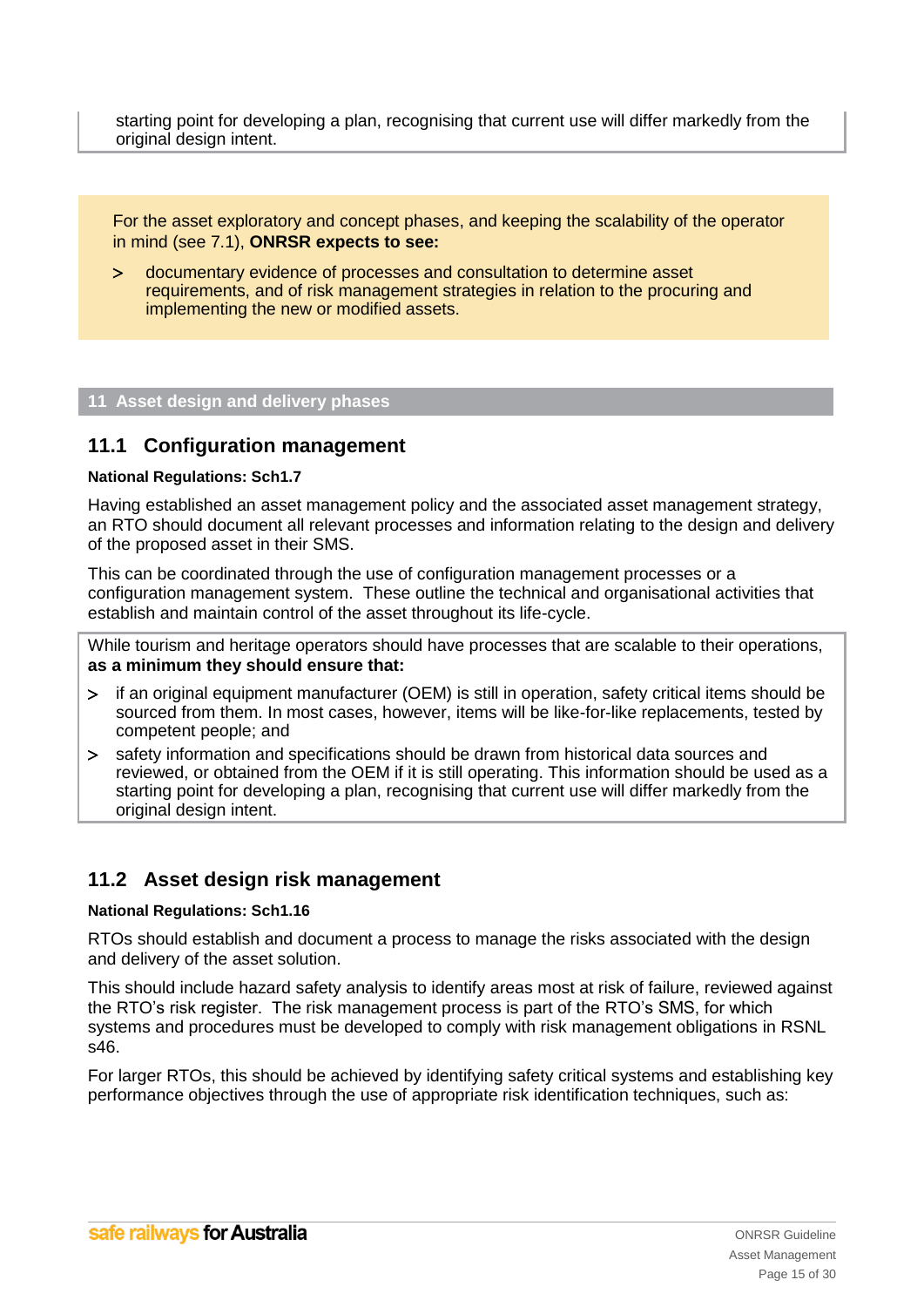starting point for developing a plan, recognising that current use will differ markedly from the original design intent.

For the asset exploratory and concept phases, and keeping the scalability of the operator in mind (see 7.1), **ONRSR expects to see:**

- documentary evidence of processes and consultation to determine asset requirements, and of risk management strategies in relation to the procuring and implementing the new or modified assets.

# 11 Asset design and delivery phases

## 11.1 Configuration management

**National Regulations: Sch1.7**

Having established an asset management policy and the associated asset management strategy, an RTO should document all relevant processes and information relating to the design and delivery of the proposed asset in their SMS.

This can be coordinated through the use of configuration management processes or a configuration management system. These outline the technical and organisational activities that establish and maintain control of the asset throughout its life-cycle.

While tourism and heritage operators should have processes that are scalable to their operations, **as a minimum they should ensure that:**

- if an original equipment manufacturer (OEM) is still in operation, safety critical items should be sourced from them. In most cases, however, items will be like-for-like replacements, tested by competent people; and
- safety information and specifications should be drawn from historical data sources and reviewed, or obtained from the OEM if it is still operating. This information should be used as a starting point for developing a plan, recognising that current use will differ markedly from the original design intent.

## 11.2 Asset design risk management

**National Regulations: Sch1.16**

RTOs should establish and document a process to manage the risks associated with the design and delivery of the asset solution.

This should include hazard safety analysis to identify areas most at risk of failure, reviewed against the RTO's risk register. The risk management process is part of the RTO's SMS, for which systems and procedures must be developed to comply with risk management obligations in RSNL s46.

For larger RTOs, this should be achieved by identifying safety critical systems and establishing key performance objectives through the use of appropriate risk identification techniques, such as: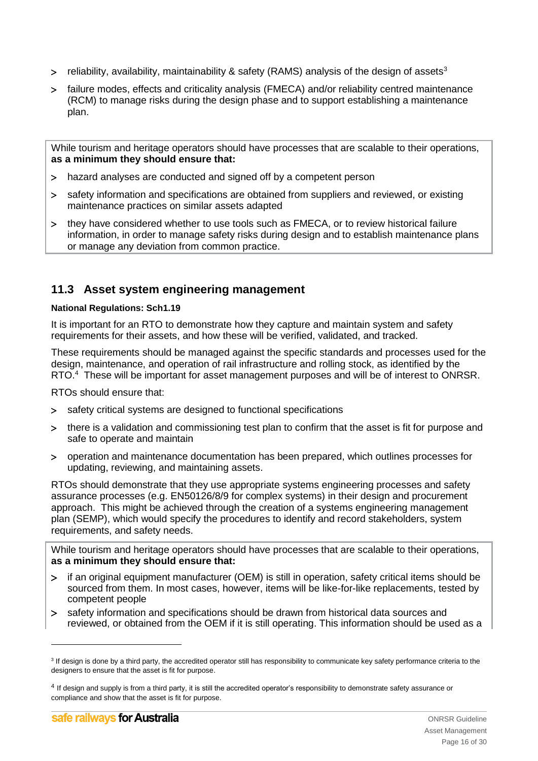- reliability, availability, maintainability & safety (RAMS) analysis of the design of assets[3]
- failure modes, effects and criticality analysis (FMECA) and/or reliability centred maintenance (RCM) to manage risks during the design phase and to support establishing a maintenance plan.

> While tourism and heritage operators should have processes that are scalable to their operations, **as a minimum they should ensure that:**
>
> - hazard analyses are conducted and signed off by a competent person
> - safety information and specifications are obtained from suppliers and reviewed, or existing maintenance practices on similar assets adapted
> - they have considered whether to use tools such as FMECA, or to review historical failure information, in order to manage safety risks during design and to establish maintenance plans or manage any deviation from common practice.

## 11.3 Asset system engineering management

**National Regulations: Sch1.19**

It is important for an RTO to demonstrate how they capture and maintain system and safety requirements for their assets, and how these will be verified, validated, and tracked.

These requirements should be managed against the specific standards and processes used for the design, maintenance, and operation of rail infrastructure and rolling stock, as identified by the RTO.[4] These will be important for asset management purposes and will be of interest to ONRSR.

RTOs should ensure that:

- safety critical systems are designed to functional specifications
- there is a validation and commissioning test plan to confirm that the asset is fit for purpose and safe to operate and maintain
- operation and maintenance documentation has been prepared, which outlines processes for updating, reviewing, and maintaining assets.

RTOs should demonstrate that they use appropriate systems engineering processes and safety assurance processes (e.g. EN50126/8/9 for complex systems) in their design and procurement approach. This might be achieved through the creation of a systems engineering management plan (SEMP), which would specify the procedures to identify and record stakeholders, system requirements, and safety needs.

> While tourism and heritage operators should have processes that are scalable to their operations, **as a minimum they should ensure that:**
>
> - if an original equipment manufacturer (OEM) is still in operation, safety critical items should be sourced from them. In most cases, however, items will be like-for-like replacements, tested by competent people
> - safety information and specifications should be drawn from historical data sources and reviewed, or obtained from the OEM if it is still operating. This information should be used as a

---

[3] If design is done by a third party, the accredited operator still has responsibility to communicate key safety performance criteria to the designers to ensure that the asset is fit for purpose.

[4] If design and supply is from a third party, it is still the accredited operator's responsibility to demonstrate safety assurance or compliance and show that the asset is fit for purpose.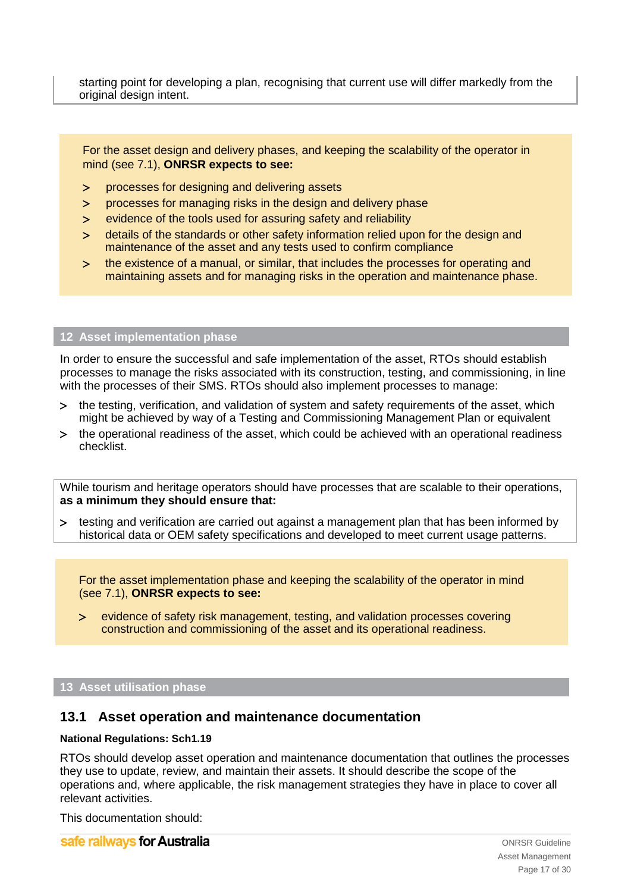starting point for developing a plan, recognising that current use will differ markedly from the original design intent.

For the asset design and delivery phases, and keeping the scalability of the operator in mind (see 7.1), **ONRSR expects to see:**

- processes for designing and delivering assets
- processes for managing risks in the design and delivery phase
- evidence of the tools used for assuring safety and reliability
- details of the standards or other safety information relied upon for the design and maintenance of the asset and any tests used to confirm compliance
- the existence of a manual, or similar, that includes the processes for operating and maintaining assets and for managing risks in the operation and maintenance phase.

## 12 Asset implementation phase

In order to ensure the successful and safe implementation of the asset, RTOs should establish processes to manage the risks associated with its construction, testing, and commissioning, in line with the processes of their SMS. RTOs should also implement processes to manage:

- the testing, verification, and validation of system and safety requirements of the asset, which might be achieved by way of a Testing and Commissioning Management Plan or equivalent
- the operational readiness of the asset, which could be achieved with an operational readiness checklist.

While tourism and heritage operators should have processes that are scalable to their operations, **as a minimum they should ensure that:**

- testing and verification are carried out against a management plan that has been informed by historical data or OEM safety specifications and developed to meet current usage patterns.

For the asset implementation phase and keeping the scalability of the operator in mind (see 7.1), **ONRSR expects to see:**

- evidence of safety risk management, testing, and validation processes covering construction and commissioning of the asset and its operational readiness.

## 13 Asset utilisation phase

### 13.1 Asset operation and maintenance documentation

**National Regulations: Sch1.19**

RTOs should develop asset operation and maintenance documentation that outlines the processes they use to update, review, and maintain their assets. It should describe the scope of the operations and, where applicable, the risk management strategies they have in place to cover all relevant activities.

This documentation should: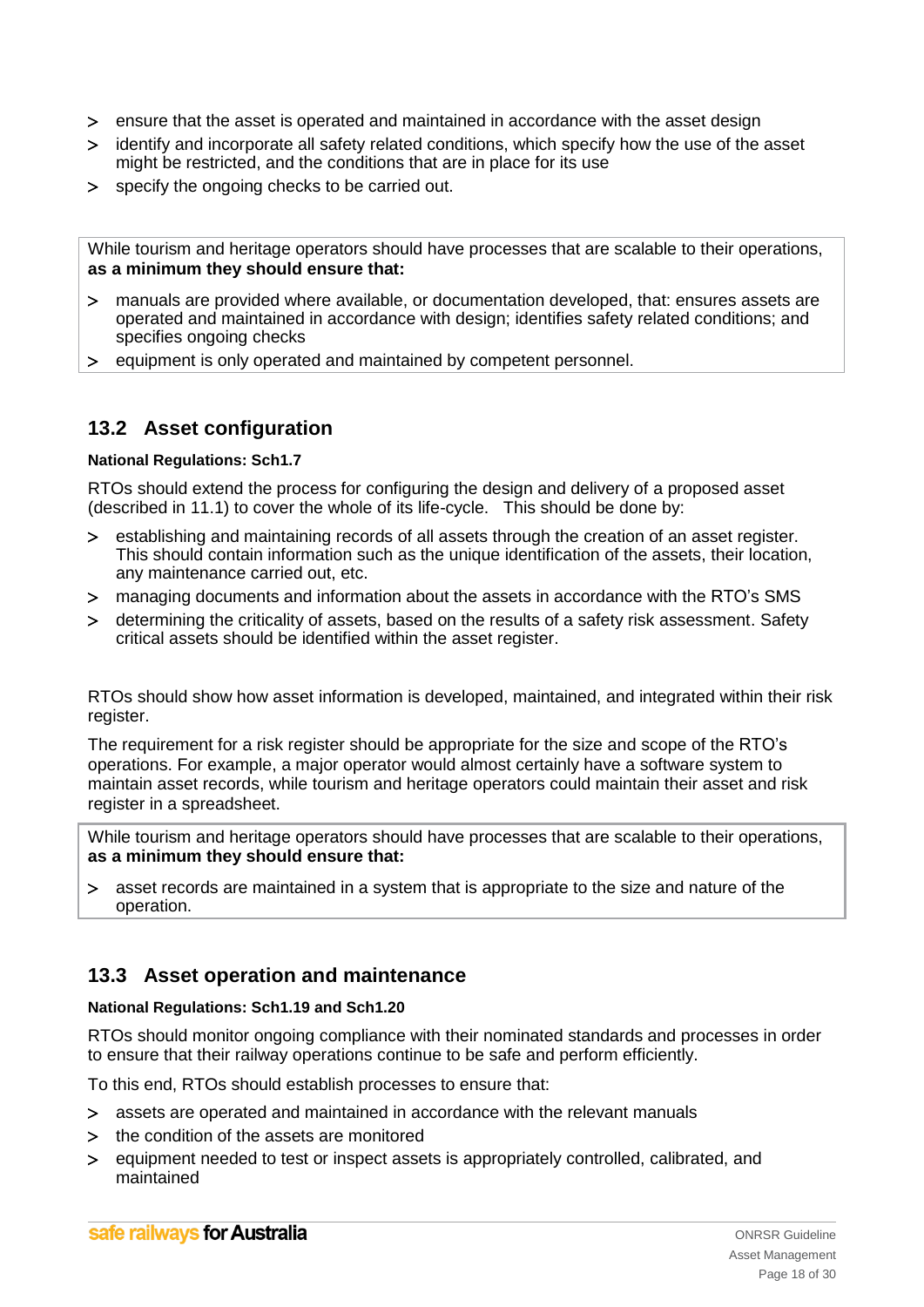- ensure that the asset is operated and maintained in accordance with the asset design
- identify and incorporate all safety related conditions, which specify how the use of the asset might be restricted, and the conditions that are in place for its use
- specify the ongoing checks to be carried out.

> While tourism and heritage operators should have processes that are scalable to their operations, **as a minimum they should ensure that:**
>
> - manuals are provided where available, or documentation developed, that: ensures assets are operated and maintained in accordance with design; identifies safety related conditions; and specifies ongoing checks
> - equipment is only operated and maintained by competent personnel.

## 13.2 Asset configuration

**National Regulations: Sch1.7**

RTOs should extend the process for configuring the design and delivery of a proposed asset (described in 11.1) to cover the whole of its life-cycle. This should be done by:

- establishing and maintaining records of all assets through the creation of an asset register. This should contain information such as the unique identification of the assets, their location, any maintenance carried out, etc.
- managing documents and information about the assets in accordance with the RTO's SMS
- determining the criticality of assets, based on the results of a safety risk assessment. Safety critical assets should be identified within the asset register.

RTOs should show how asset information is developed, maintained, and integrated within their risk register.

The requirement for a risk register should be appropriate for the size and scope of the RTO's operations. For example, a major operator would almost certainly have a software system to maintain asset records, while tourism and heritage operators could maintain their asset and risk register in a spreadsheet.

> While tourism and heritage operators should have processes that are scalable to their operations, **as a minimum they should ensure that:**
>
> - asset records are maintained in a system that is appropriate to the size and nature of the operation.

## 13.3 Asset operation and maintenance

**National Regulations: Sch1.19 and Sch1.20**

RTOs should monitor ongoing compliance with their nominated standards and processes in order to ensure that their railway operations continue to be safe and perform efficiently.

To this end, RTOs should establish processes to ensure that:

- assets are operated and maintained in accordance with the relevant manuals
- the condition of the assets are monitored
- equipment needed to test or inspect assets is appropriately controlled, calibrated, and maintained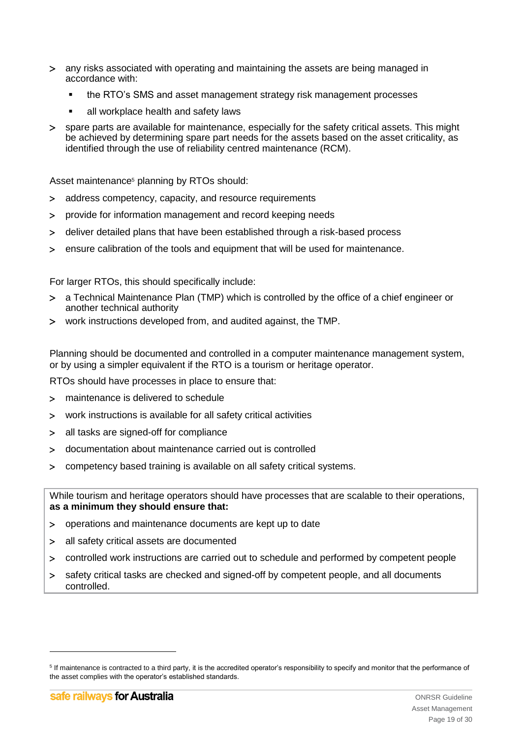- any risks associated with operating and maintaining the assets are being managed in accordance with:
  - the RTO's SMS and asset management strategy risk management processes
  - all workplace health and safety laws
- spare parts are available for maintenance, especially for the safety critical assets. This might be achieved by determining spare part needs for the assets based on the asset criticality, as identified through the use of reliability centred maintenance (RCM).

Asset maintenance[5] planning by RTOs should:

- address competency, capacity, and resource requirements
- provide for information management and record keeping needs
- deliver detailed plans that have been established through a risk-based process
- ensure calibration of the tools and equipment that will be used for maintenance.

For larger RTOs, this should specifically include:

- a Technical Maintenance Plan (TMP) which is controlled by the office of a chief engineer or another technical authority
- work instructions developed from, and audited against, the TMP.

Planning should be documented and controlled in a computer maintenance management system, or by using a simpler equivalent if the RTO is a tourism or heritage operator.

RTOs should have processes in place to ensure that:

- maintenance is delivered to schedule
- work instructions is available for all safety critical activities
- all tasks are signed-off for compliance
- documentation about maintenance carried out is controlled
- competency based training is available on all safety critical systems.

While tourism and heritage operators should have processes that are scalable to their operations, **as a minimum they should ensure that:**

- operations and maintenance documents are kept up to date
- all safety critical assets are documented
- controlled work instructions are carried out to schedule and performed by competent people
- safety critical tasks are checked and signed-off by competent people, and all documents controlled.

[5] If maintenance is contracted to a third party, it is the accredited operator's responsibility to specify and monitor that the performance of the asset complies with the operator's established standards.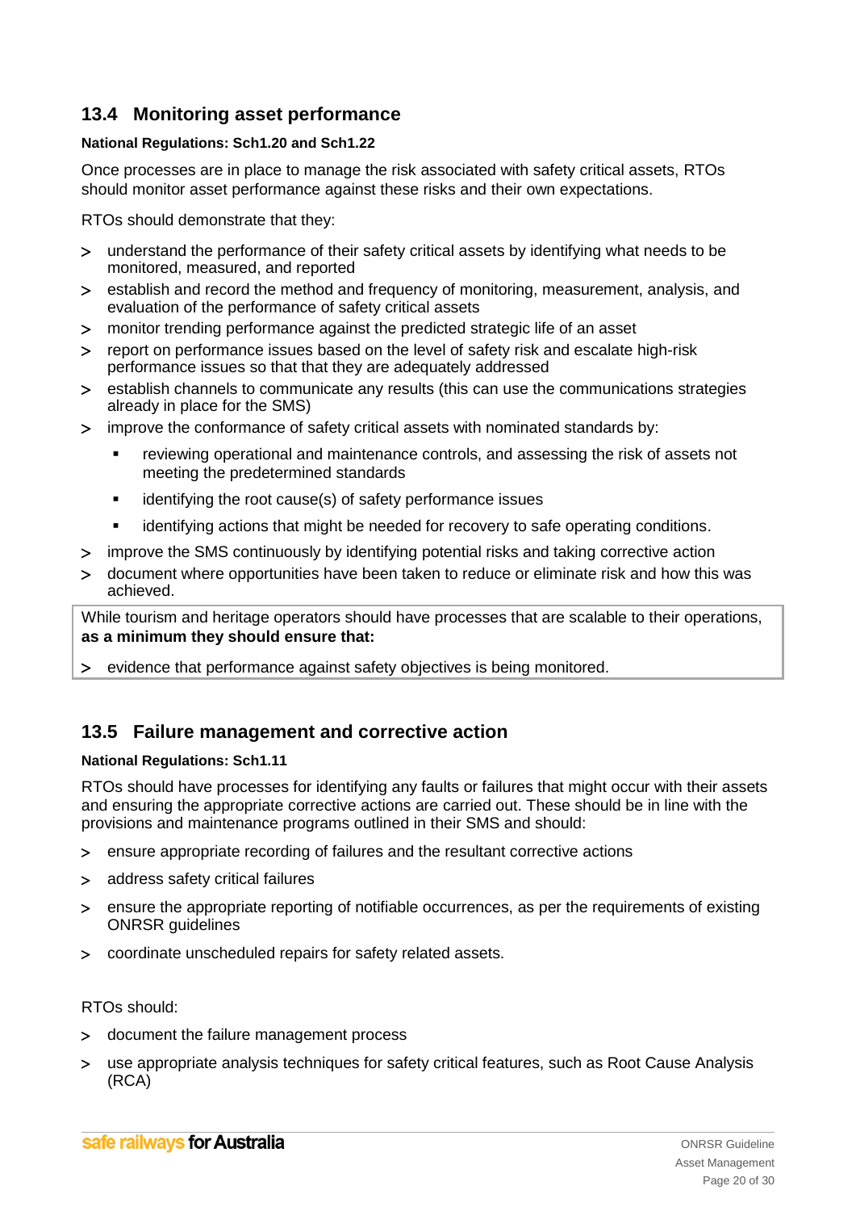## 13.4 Monitoring asset performance

**National Regulations: Sch1.20 and Sch1.22**

Once processes are in place to manage the risk associated with safety critical assets, RTOs should monitor asset performance against these risks and their own expectations.

RTOs should demonstrate that they:

- understand the performance of their safety critical assets by identifying what needs to be monitored, measured, and reported
- establish and record the method and frequency of monitoring, measurement, analysis, and evaluation of the performance of safety critical assets
- monitor trending performance against the predicted strategic life of an asset
- report on performance issues based on the level of safety risk and escalate high-risk performance issues so that that they are adequately addressed
- establish channels to communicate any results (this can use the communications strategies already in place for the SMS)
- improve the conformance of safety critical assets with nominated standards by:
  - reviewing operational and maintenance controls, and assessing the risk of assets not meeting the predetermined standards
  - identifying the root cause(s) of safety performance issues
  - identifying actions that might be needed for recovery to safe operating conditions.
- improve the SMS continuously by identifying potential risks and taking corrective action
- document where opportunities have been taken to reduce or eliminate risk and how this was achieved.

While tourism and heritage operators should have processes that are scalable to their operations, **as a minimum they should ensure that:**

- evidence that performance against safety objectives is being monitored.

## 13.5 Failure management and corrective action

**National Regulations: Sch1.11**

RTOs should have processes for identifying any faults or failures that might occur with their assets and ensuring the appropriate corrective actions are carried out. These should be in line with the provisions and maintenance programs outlined in their SMS and should:

- ensure appropriate recording of failures and the resultant corrective actions
- address safety critical failures
- ensure the appropriate reporting of notifiable occurrences, as per the requirements of existing ONRSR guidelines
- coordinate unscheduled repairs for safety related assets.

RTOs should:

- document the failure management process
- use appropriate analysis techniques for safety critical features, such as Root Cause Analysis (RCA)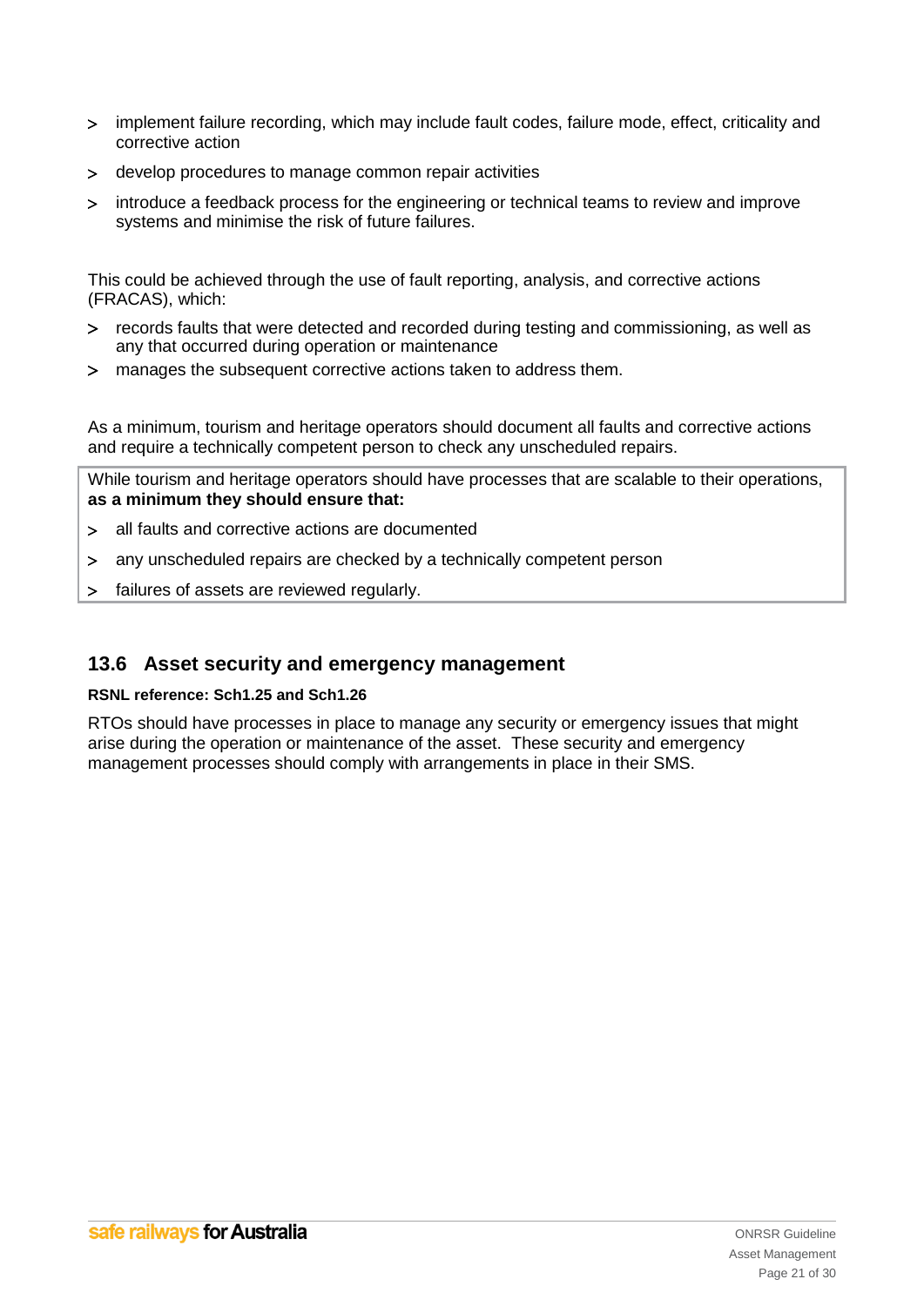- implement failure recording, which may include fault codes, failure mode, effect, criticality and corrective action
- develop procedures to manage common repair activities
- introduce a feedback process for the engineering or technical teams to review and improve systems and minimise the risk of future failures.

This could be achieved through the use of fault reporting, analysis, and corrective actions (FRACAS), which:

- records faults that were detected and recorded during testing and commissioning, as well as any that occurred during operation or maintenance
- manages the subsequent corrective actions taken to address them.

As a minimum, tourism and heritage operators should document all faults and corrective actions and require a technically competent person to check any unscheduled repairs.

While tourism and heritage operators should have processes that are scalable to their operations, **as a minimum they should ensure that:**

- all faults and corrective actions are documented
- any unscheduled repairs are checked by a technically competent person
- failures of assets are reviewed regularly.

## 13.6 Asset security and emergency management

**RSNL reference: Sch1.25 and Sch1.26**

RTOs should have processes in place to manage any security or emergency issues that might arise during the operation or maintenance of the asset. These security and emergency management processes should comply with arrangements in place in their SMS.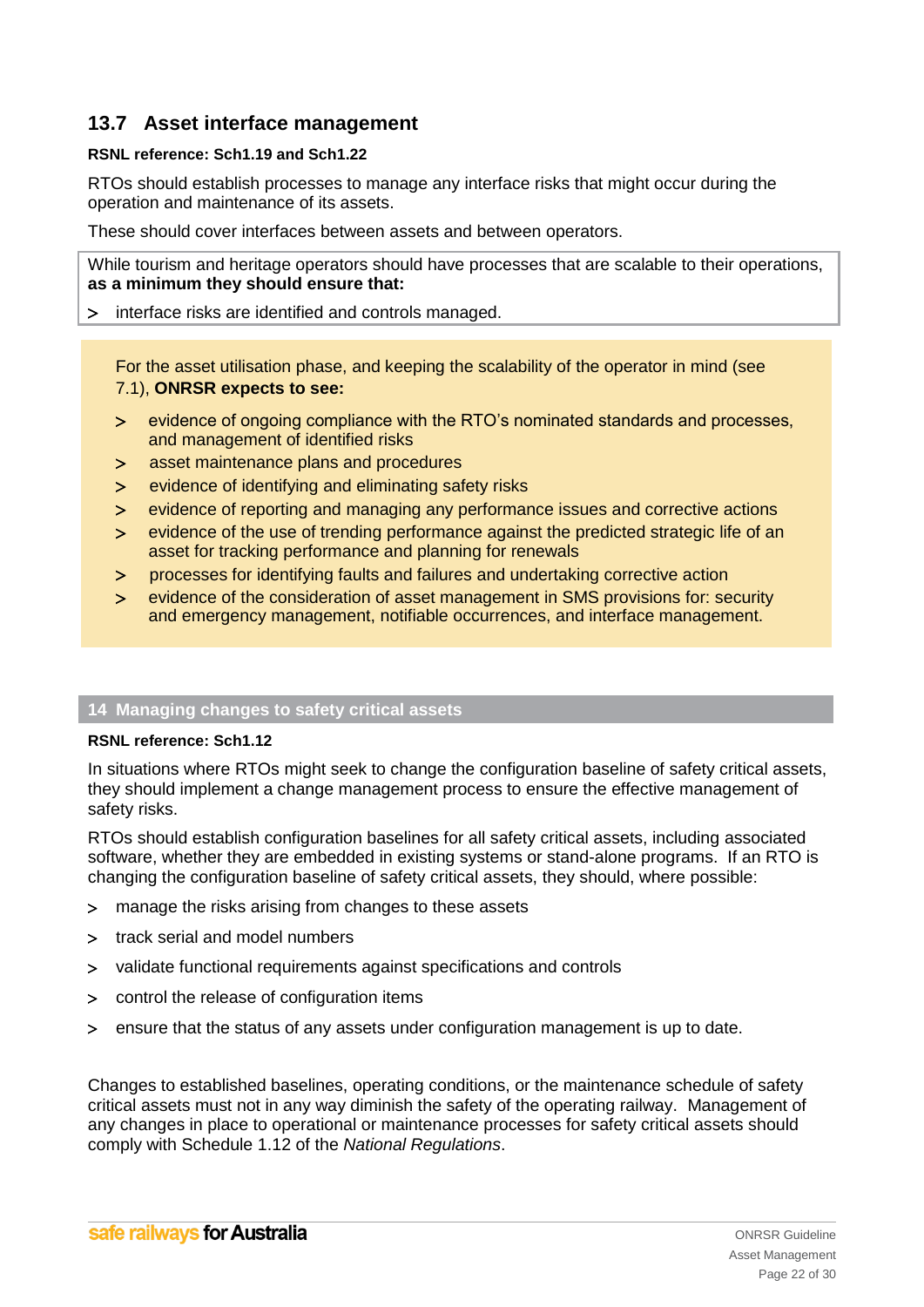### 13.7 Asset interface management

**RSNL reference: Sch1.19 and Sch1.22**

RTOs should establish processes to manage any interface risks that might occur during the operation and maintenance of its assets.

These should cover interfaces between assets and between operators.

While tourism and heritage operators should have processes that are scalable to their operations, **as a minimum they should ensure that:**

- interface risks are identified and controls managed.

For the asset utilisation phase, and keeping the scalability of the operator in mind (see 7.1), **ONRSR expects to see:**

- evidence of ongoing compliance with the RTO's nominated standards and processes, and management of identified risks
- asset maintenance plans and procedures
- evidence of identifying and eliminating safety risks
- evidence of reporting and managing any performance issues and corrective actions
- evidence of the use of trending performance against the predicted strategic life of an asset for tracking performance and planning for renewals
- processes for identifying faults and failures and undertaking corrective action
- evidence of the consideration of asset management in SMS provisions for: security and emergency management, notifiable occurrences, and interface management.

## 14 Managing changes to safety critical assets

**RSNL reference: Sch1.12**

In situations where RTOs might seek to change the configuration baseline of safety critical assets, they should implement a change management process to ensure the effective management of safety risks.

RTOs should establish configuration baselines for all safety critical assets, including associated software, whether they are embedded in existing systems or stand-alone programs. If an RTO is changing the configuration baseline of safety critical assets, they should, where possible:

- manage the risks arising from changes to these assets
- track serial and model numbers
- validate functional requirements against specifications and controls
- control the release of configuration items
- ensure that the status of any assets under configuration management is up to date.

Changes to established baselines, operating conditions, or the maintenance schedule of safety critical assets must not in any way diminish the safety of the operating railway. Management of any changes in place to operational or maintenance processes for safety critical assets should comply with Schedule 1.12 of the *National Regulations*.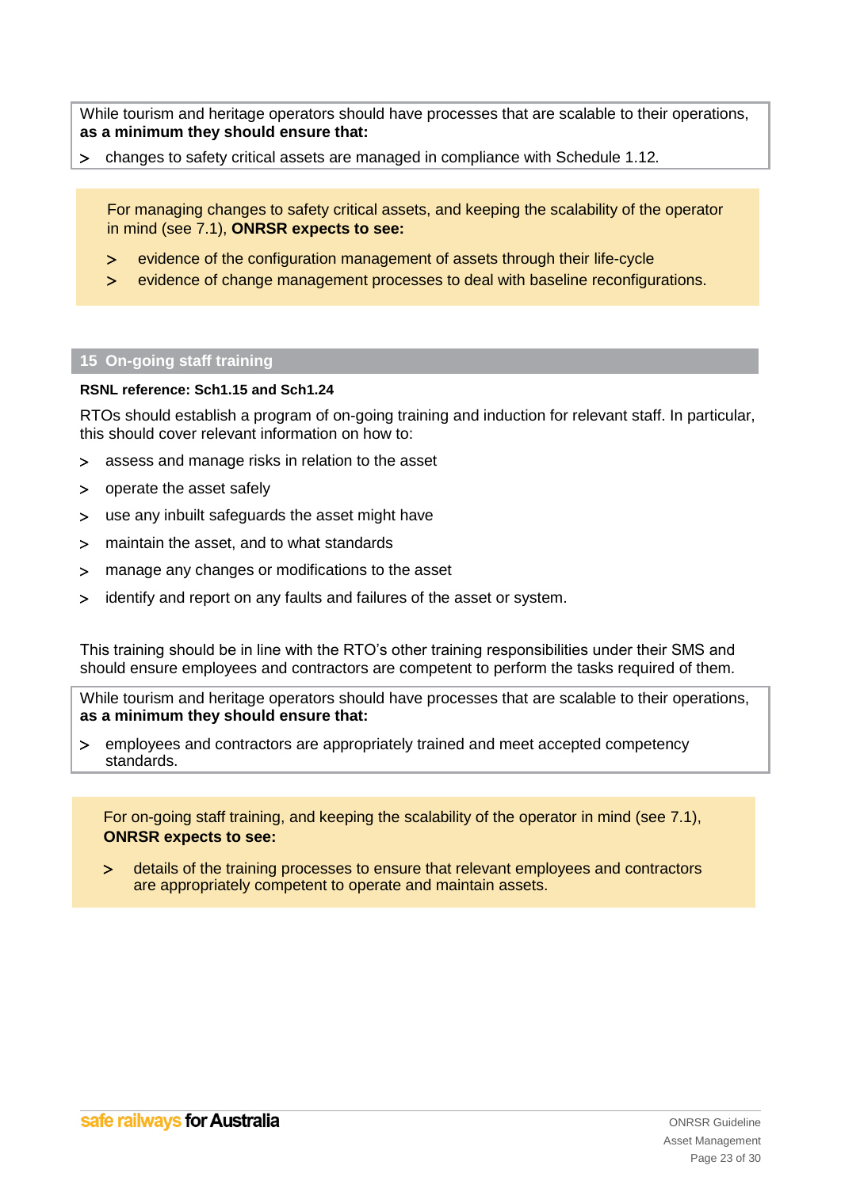While tourism and heritage operators should have processes that are scalable to their operations, **as a minimum they should ensure that:**

- changes to safety critical assets are managed in compliance with Schedule 1.12.

For managing changes to safety critical assets, and keeping the scalability of the operator in mind (see 7.1), **ONRSR expects to see:**

- evidence of the configuration management of assets through their life-cycle
- evidence of change management processes to deal with baseline reconfigurations.

## 15 On-going staff training

**RSNL reference: Sch1.15 and Sch1.24**

RTOs should establish a program of on-going training and induction for relevant staff. In particular, this should cover relevant information on how to:

- assess and manage risks in relation to the asset
- operate the asset safely
- use any inbuilt safeguards the asset might have
- maintain the asset, and to what standards
- manage any changes or modifications to the asset
- identify and report on any faults and failures of the asset or system.

This training should be in line with the RTO's other training responsibilities under their SMS and should ensure employees and contractors are competent to perform the tasks required of them.

While tourism and heritage operators should have processes that are scalable to their operations, **as a minimum they should ensure that:**

- employees and contractors are appropriately trained and meet accepted competency standards.

For on-going staff training, and keeping the scalability of the operator in mind (see 7.1), **ONRSR expects to see:**

- details of the training processes to ensure that relevant employees and contractors are appropriately competent to operate and maintain assets.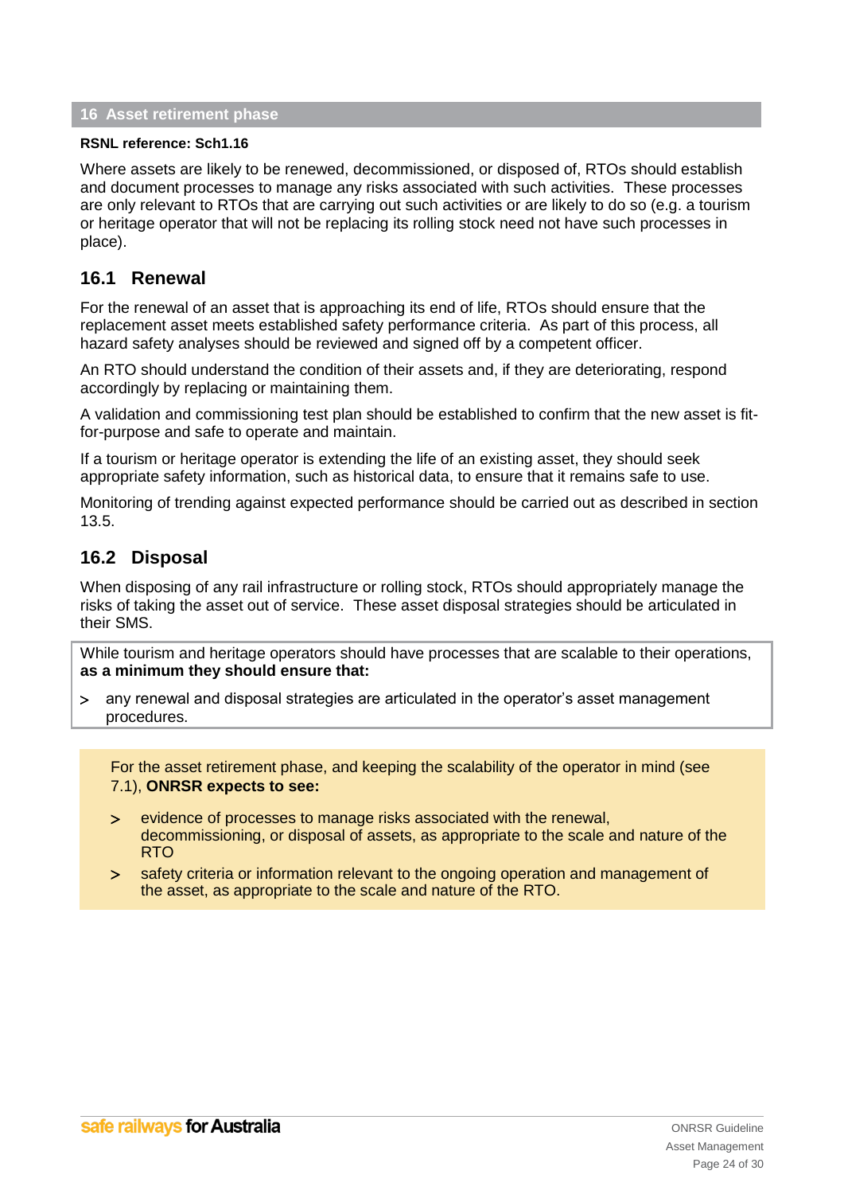## 16 Asset retirement phase

**RSNL reference: Sch1.16**

Where assets are likely to be renewed, decommissioned, or disposed of, RTOs should establish and document processes to manage any risks associated with such activities. These processes are only relevant to RTOs that are carrying out such activities or are likely to do so (e.g. a tourism or heritage operator that will not be replacing its rolling stock need not have such processes in place).

### 16.1 Renewal

For the renewal of an asset that is approaching its end of life, RTOs should ensure that the replacement asset meets established safety performance criteria. As part of this process, all hazard safety analyses should be reviewed and signed off by a competent officer.

An RTO should understand the condition of their assets and, if they are deteriorating, respond accordingly by replacing or maintaining them.

A validation and commissioning test plan should be established to confirm that the new asset is fit-for-purpose and safe to operate and maintain.

If a tourism or heritage operator is extending the life of an existing asset, they should seek appropriate safety information, such as historical data, to ensure that it remains safe to use.

Monitoring of trending against expected performance should be carried out as described in section 13.5.

### 16.2 Disposal

When disposing of any rail infrastructure or rolling stock, RTOs should appropriately manage the risks of taking the asset out of service. These asset disposal strategies should be articulated in their SMS.

While tourism and heritage operators should have processes that are scalable to their operations, **as a minimum they should ensure that:**

> any renewal and disposal strategies are articulated in the operator's asset management procedures.

For the asset retirement phase, and keeping the scalability of the operator in mind (see 7.1), **ONRSR expects to see:**

> evidence of processes to manage risks associated with the renewal, decommissioning, or disposal of assets, as appropriate to the scale and nature of the RTO

> safety criteria or information relevant to the ongoing operation and management of the asset, as appropriate to the scale and nature of the RTO.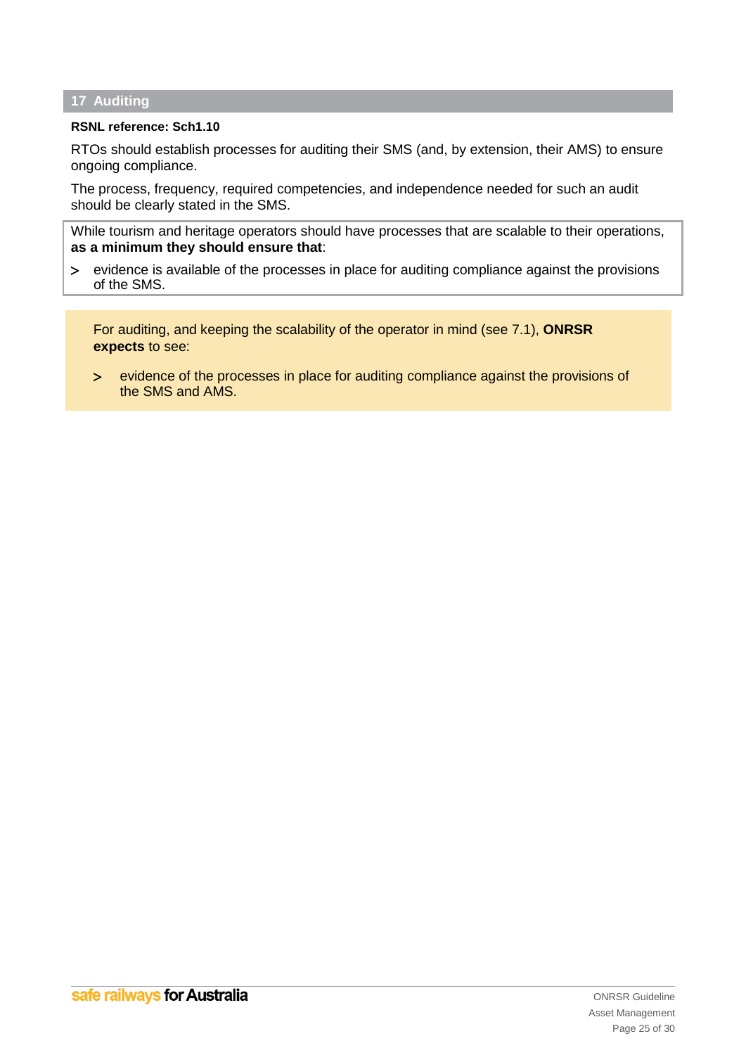## 17 Auditing

**RSNL reference: Sch1.10**

RTOs should establish processes for auditing their SMS (and, by extension, their AMS) to ensure ongoing compliance.

The process, frequency, required competencies, and independence needed for such an audit should be clearly stated in the SMS.

While tourism and heritage operators should have processes that are scalable to their operations, **as a minimum they should ensure that**:

> evidence is available of the processes in place for auditing compliance against the provisions of the SMS.

For auditing, and keeping the scalability of the operator in mind (see 7.1), **ONRSR expects** to see:

> evidence of the processes in place for auditing compliance against the provisions of the SMS and AMS.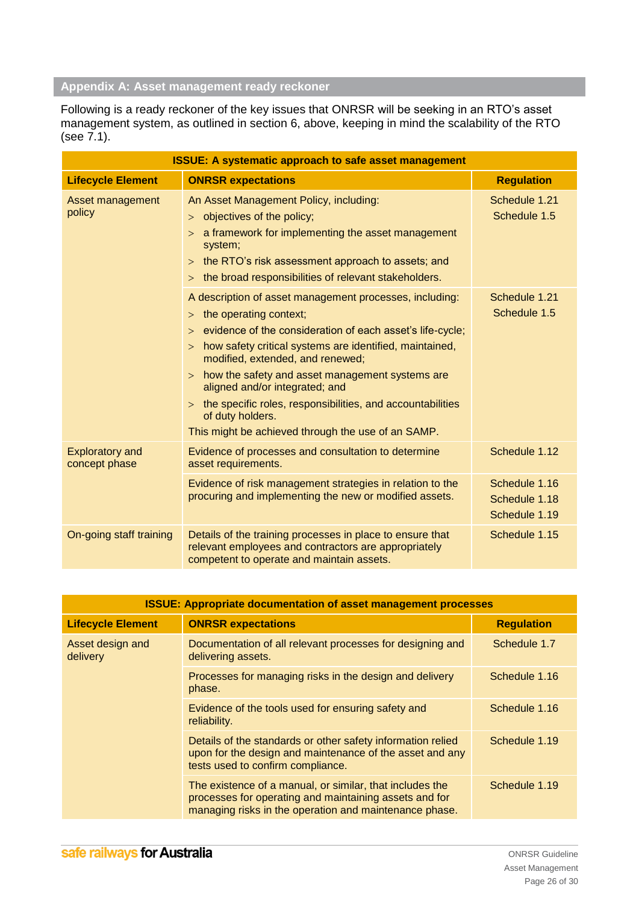## Appendix A: Asset management ready reckoner

Following is a ready reckoner of the key issues that ONRSR will be seeking in an RTO's asset management system, as outlined in section 6, above, keeping in mind the scalability of the RTO (see 7.1).

| **ISSUE: A systematic approach to safe asset management** | | |
|---|---|---|
| **Lifecycle Element** | **ONRSR expectations** | **Regulation** |
| Asset management policy | An Asset Management Policy, including:<br>> objectives of the policy;<br>> a framework for implementing the asset management system;<br>> the RTO's risk assessment approach to assets; and<br>> the broad responsibilities of relevant stakeholders. | Schedule 1.21<br>Schedule 1.5 |
| | A description of asset management processes, including:<br>> the operating context;<br>> evidence of the consideration of each asset's life-cycle;<br>> how safety critical systems are identified, maintained, modified, extended, and renewed;<br>> how the safety and asset management systems are aligned and/or integrated; and<br>> the specific roles, responsibilities, and accountabilities of duty holders.<br>This might be achieved through the use of an SAMP. | Schedule 1.21<br>Schedule 1.5 |
| Exploratory and concept phase | Evidence of processes and consultation to determine asset requirements. | Schedule 1.12 |
| | Evidence of risk management strategies in relation to the procuring and implementing the new or modified assets. | Schedule 1.16<br>Schedule 1.18<br>Schedule 1.19 |
| On-going staff training | Details of the training processes in place to ensure that relevant employees and contractors are appropriately competent to operate and maintain assets. | Schedule 1.15 |

| **ISSUE: Appropriate documentation of asset management processes** | | |
|---|---|---|
| **Lifecycle Element** | **ONRSR expectations** | **Regulation** |
| Asset design and delivery | Documentation of all relevant processes for designing and delivering assets. | Schedule 1.7 |
| | Processes for managing risks in the design and delivery phase. | Schedule 1.16 |
| | Evidence of the tools used for ensuring safety and reliability. | Schedule 1.16 |
| | Details of the standards or other safety information relied upon for the design and maintenance of the asset and any tests used to confirm compliance. | Schedule 1.19 |
| | The existence of a manual, or similar, that includes the processes for operating and maintaining assets and for managing risks in the operation and maintenance phase. | Schedule 1.19 |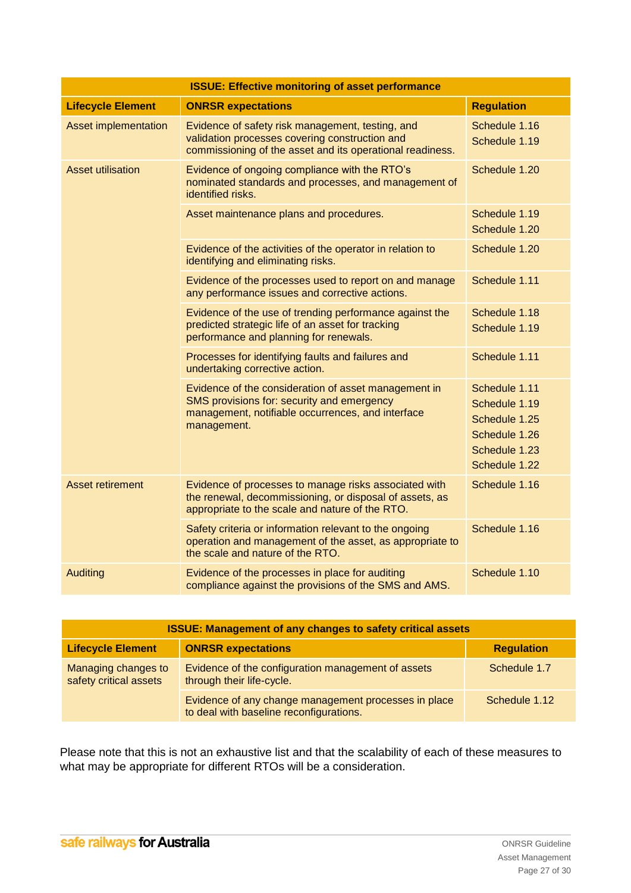| ISSUE: Effective monitoring of asset performance | | |
|---|---|---|
| **Lifecycle Element** | **ONRSR expectations** | **Regulation** |
| Asset implementation | Evidence of safety risk management, testing, and validation processes covering construction and commissioning of the asset and its operational readiness. | Schedule 1.16<br>Schedule 1.19 |
| Asset utilisation | Evidence of ongoing compliance with the RTO's nominated standards and processes, and management of identified risks. | Schedule 1.20 |
| | Asset maintenance plans and procedures. | Schedule 1.19<br>Schedule 1.20 |
| | Evidence of the activities of the operator in relation to identifying and eliminating risks. | Schedule 1.20 |
| | Evidence of the processes used to report on and manage any performance issues and corrective actions. | Schedule 1.11 |
| | Evidence of the use of trending performance against the predicted strategic life of an asset for tracking performance and planning for renewals. | Schedule 1.18<br>Schedule 1.19 |
| | Processes for identifying faults and failures and undertaking corrective action. | Schedule 1.11 |
| | Evidence of the consideration of asset management in SMS provisions for: security and emergency management, notifiable occurrences, and interface management. | Schedule 1.11<br>Schedule 1.19<br>Schedule 1.25<br>Schedule 1.26<br>Schedule 1.23<br>Schedule 1.22 |
| Asset retirement | Evidence of processes to manage risks associated with the renewal, decommissioning, or disposal of assets, as appropriate to the scale and nature of the RTO. | Schedule 1.16 |
| | Safety criteria or information relevant to the ongoing operation and management of the asset, as appropriate to the scale and nature of the RTO. | Schedule 1.16 |
| Auditing | Evidence of the processes in place for auditing compliance against the provisions of the SMS and AMS. | Schedule 1.10 |

| ISSUE: Management of any changes to safety critical assets | | |
|---|---|---|
| **Lifecycle Element** | **ONRSR expectations** | **Regulation** |
| Managing changes to safety critical assets | Evidence of the configuration management of assets through their life-cycle. | Schedule 1.7 |
| | Evidence of any change management processes in place to deal with baseline reconfigurations. | Schedule 1.12 |

Please note that this is not an exhaustive list and that the scalability of each of these measures to what may be appropriate for different RTOs will be a consideration.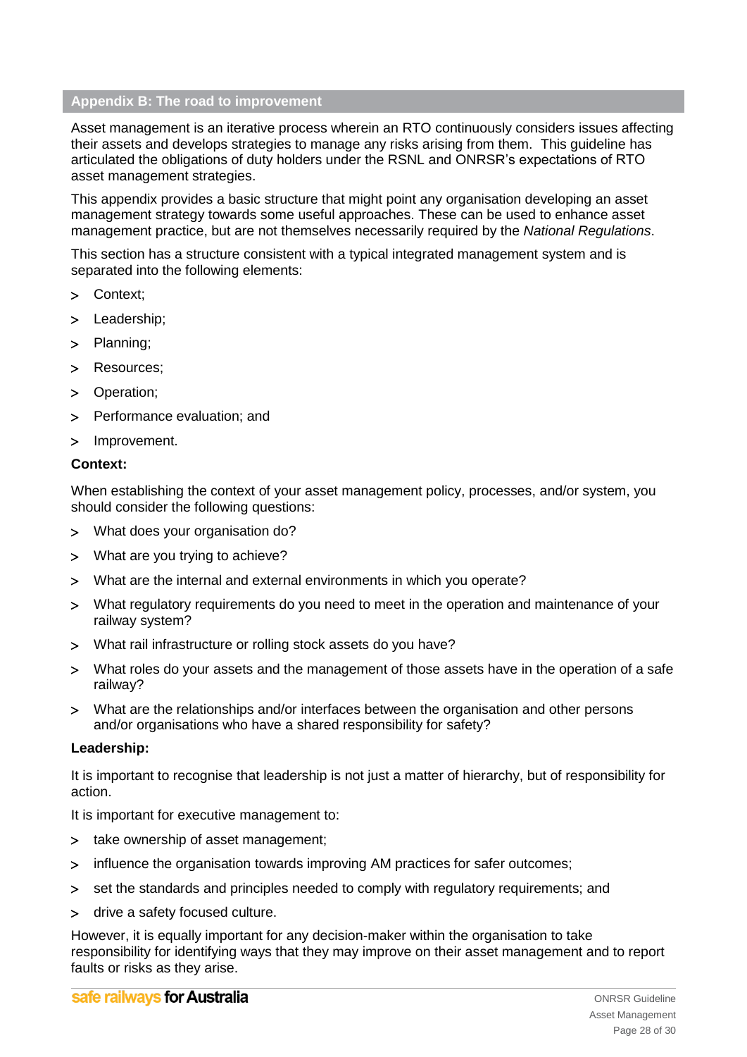## Appendix B: The road to improvement

Asset management is an iterative process wherein an RTO continuously considers issues affecting their assets and develops strategies to manage any risks arising from them. This guideline has articulated the obligations of duty holders under the RSNL and ONRSR's expectations of RTO asset management strategies.

This appendix provides a basic structure that might point any organisation developing an asset management strategy towards some useful approaches. These can be used to enhance asset management practice, but are not themselves necessarily required by the *National Regulations*.

This section has a structure consistent with a typical integrated management system and is separated into the following elements:

- Context;
- Leadership;
- Planning;
- Resources;
- Operation;
- Performance evaluation; and
- Improvement.

**Context:**

When establishing the context of your asset management policy, processes, and/or system, you should consider the following questions:

- What does your organisation do?
- What are you trying to achieve?
- What are the internal and external environments in which you operate?
- What regulatory requirements do you need to meet in the operation and maintenance of your railway system?
- What rail infrastructure or rolling stock assets do you have?
- What roles do your assets and the management of those assets have in the operation of a safe railway?
- What are the relationships and/or interfaces between the organisation and other persons and/or organisations who have a shared responsibility for safety?

**Leadership:**

It is important to recognise that leadership is not just a matter of hierarchy, but of responsibility for action.

It is important for executive management to:

- take ownership of asset management;
- influence the organisation towards improving AM practices for safer outcomes;
- set the standards and principles needed to comply with regulatory requirements; and
- drive a safety focused culture.

However, it is equally important for any decision-maker within the organisation to take responsibility for identifying ways that they may improve on their asset management and to report faults or risks as they arise.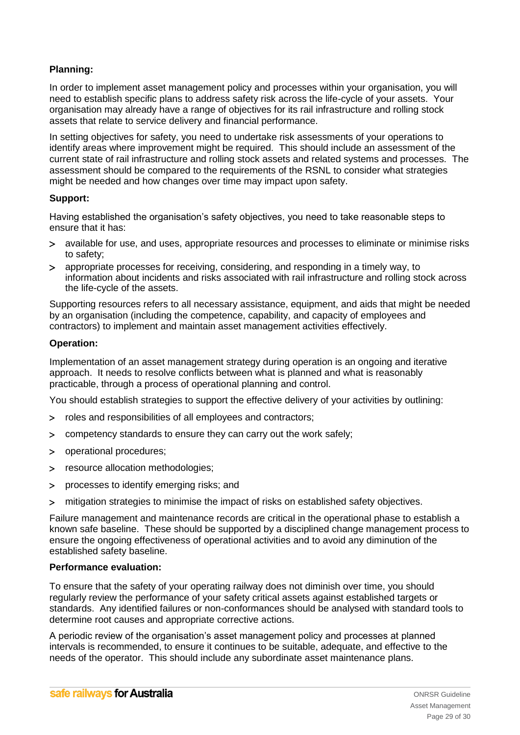**Planning:**

In order to implement asset management policy and processes within your organisation, you will need to establish specific plans to address safety risk across the life-cycle of your assets. Your organisation may already have a range of objectives for its rail infrastructure and rolling stock assets that relate to service delivery and financial performance.

In setting objectives for safety, you need to undertake risk assessments of your operations to identify areas where improvement might be required. This should include an assessment of the current state of rail infrastructure and rolling stock assets and related systems and processes. The assessment should be compared to the requirements of the RSNL to consider what strategies might be needed and how changes over time may impact upon safety.

**Support:**

Having established the organisation's safety objectives, you need to take reasonable steps to ensure that it has:

- available for use, and uses, appropriate resources and processes to eliminate or minimise risks to safety;
- appropriate processes for receiving, considering, and responding in a timely way, to information about incidents and risks associated with rail infrastructure and rolling stock across the life-cycle of the assets.

Supporting resources refers to all necessary assistance, equipment, and aids that might be needed by an organisation (including the competence, capability, and capacity of employees and contractors) to implement and maintain asset management activities effectively.

**Operation:**

Implementation of an asset management strategy during operation is an ongoing and iterative approach. It needs to resolve conflicts between what is planned and what is reasonably practicable, through a process of operational planning and control.

You should establish strategies to support the effective delivery of your activities by outlining:

- roles and responsibilities of all employees and contractors;
- competency standards to ensure they can carry out the work safely;
- operational procedures;
- resource allocation methodologies;
- processes to identify emerging risks; and
- mitigation strategies to minimise the impact of risks on established safety objectives.

Failure management and maintenance records are critical in the operational phase to establish a known safe baseline. These should be supported by a disciplined change management process to ensure the ongoing effectiveness of operational activities and to avoid any diminution of the established safety baseline.

**Performance evaluation:**

To ensure that the safety of your operating railway does not diminish over time, you should regularly review the performance of your safety critical assets against established targets or standards. Any identified failures or non-conformances should be analysed with standard tools to determine root causes and appropriate corrective actions.

A periodic review of the organisation's asset management policy and processes at planned intervals is recommended, to ensure it continues to be suitable, adequate, and effective to the needs of the operator. This should include any subordinate asset maintenance plans.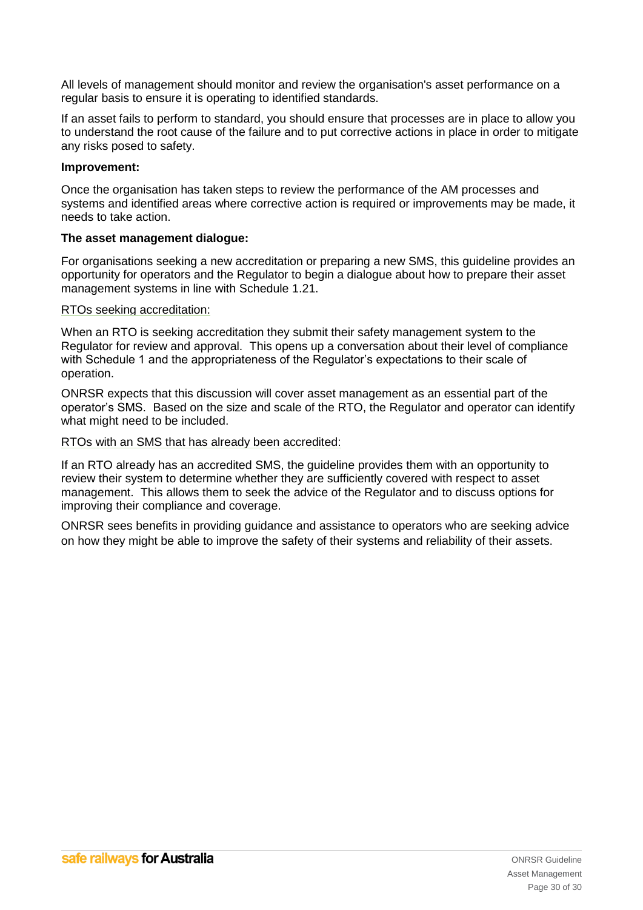All levels of management should monitor and review the organisation's asset performance on a regular basis to ensure it is operating to identified standards.

If an asset fails to perform to standard, you should ensure that processes are in place to allow you to understand the root cause of the failure and to put corrective actions in place in order to mitigate any risks posed to safety.

**Improvement:**

Once the organisation has taken steps to review the performance of the AM processes and systems and identified areas where corrective action is required or improvements may be made, it needs to take action.

**The asset management dialogue:**

For organisations seeking a new accreditation or preparing a new SMS, this guideline provides an opportunity for operators and the Regulator to begin a dialogue about how to prepare their asset management systems in line with Schedule 1.21.

RTOs seeking accreditation:

When an RTO is seeking accreditation they submit their safety management system to the Regulator for review and approval. This opens up a conversation about their level of compliance with Schedule 1 and the appropriateness of the Regulator's expectations to their scale of operation.

ONRSR expects that this discussion will cover asset management as an essential part of the operator's SMS. Based on the size and scale of the RTO, the Regulator and operator can identify what might need to be included.

RTOs with an SMS that has already been accredited:

If an RTO already has an accredited SMS, the guideline provides them with an opportunity to review their system to determine whether they are sufficiently covered with respect to asset management. This allows them to seek the advice of the Regulator and to discuss options for improving their compliance and coverage.

ONRSR sees benefits in providing guidance and assistance to operators who are seeking advice on how they might be able to improve the safety of their systems and reliability of their assets.